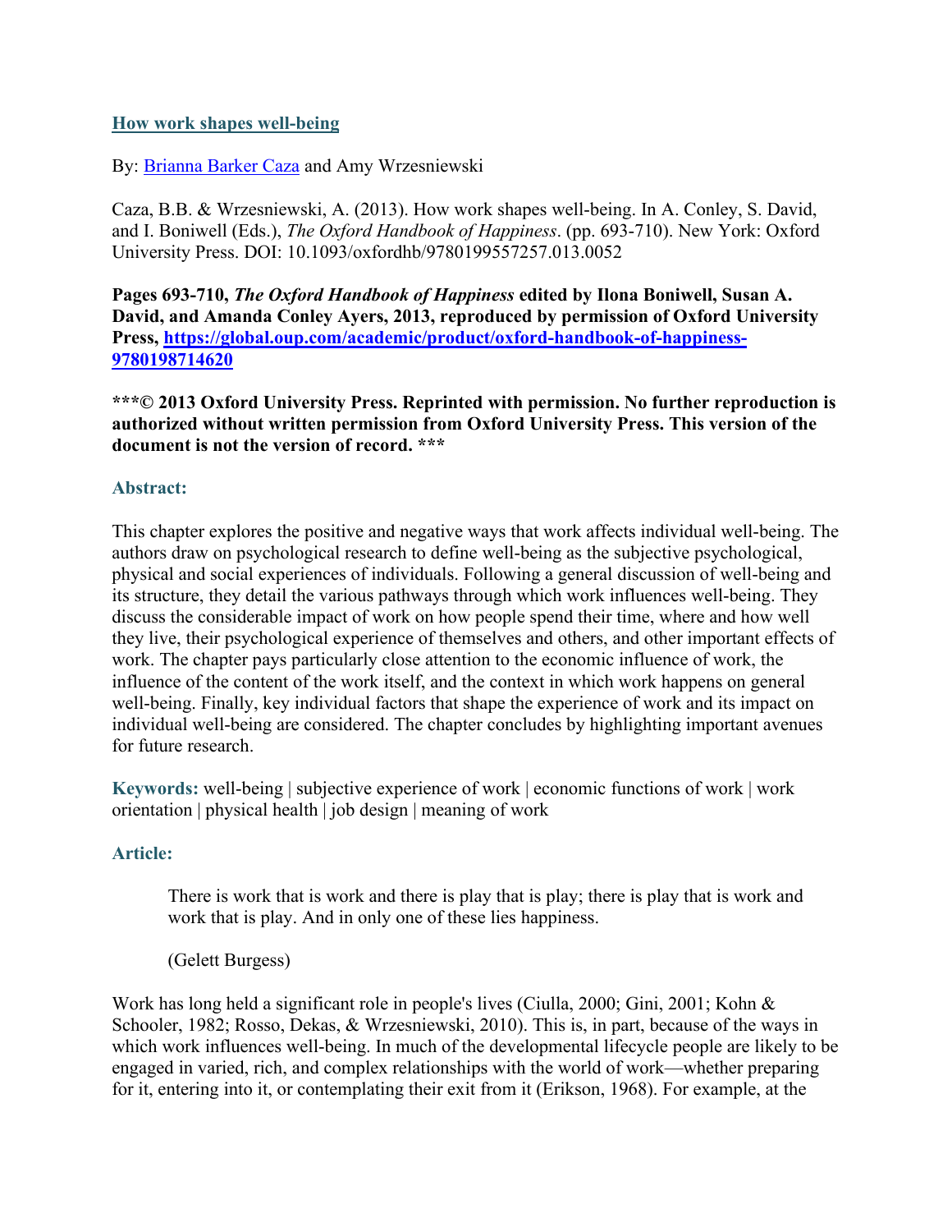# How work shapes well-being

By: Brianna Barker Caza and Amy Wrzesniewski

Caza, B.B. & Wrzesniewski, A. (2013). How work shapes well-being. In A. Conley, S. David, and I. Boniwell (Eds.), *The Oxford Handbook of Happiness*. (pp. 693-710). New York: Oxford University Press. DOI: 10.1093/oxfordhb/9780199557257.013.0052

**Pages 693-710, *The Oxford Handbook of Happiness* edited by Ilona Boniwell, Susan A. David, and Amanda Conley Ayers, 2013, reproduced by permission of Oxford University Press, https://global.oup.com/academic/product/oxford-handbook-of-happiness-9780198714620**

**\*\*\*© 2013 Oxford University Press. Reprinted with permission. No further reproduction is authorized without written permission from Oxford University Press. This version of the document is not the version of record. \*\*\***

## Abstract:

This chapter explores the positive and negative ways that work affects individual well-being. The authors draw on psychological research to define well-being as the subjective psychological, physical and social experiences of individuals. Following a general discussion of well-being and its structure, they detail the various pathways through which work influences well-being. They discuss the considerable impact of work on how people spend their time, where and how well they live, their psychological experience of themselves and others, and other important effects of work. The chapter pays particularly close attention to the economic influence of work, the influence of the content of the work itself, and the context in which work happens on general well-being. Finally, key individual factors that shape the experience of work and its impact on individual well-being are considered. The chapter concludes by highlighting important avenues for future research.

**Keywords:** well-being | subjective experience of work | economic functions of work | work orientation | physical health | job design | meaning of work

## Article:

> There is work that is work and there is play that is play; there is play that is work and work that is play. And in only one of these lies happiness.
>
> (Gelett Burgess)

Work has long held a significant role in people's lives (Ciulla, 2000; Gini, 2001; Kohn & Schooler, 1982; Rosso, Dekas, & Wrzesniewski, 2010). This is, in part, because of the ways in which work influences well-being. In much of the developmental lifecycle people are likely to be engaged in varied, rich, and complex relationships with the world of work—whether preparing for it, entering into it, or contemplating their exit from it (Erikson, 1968). For example, at the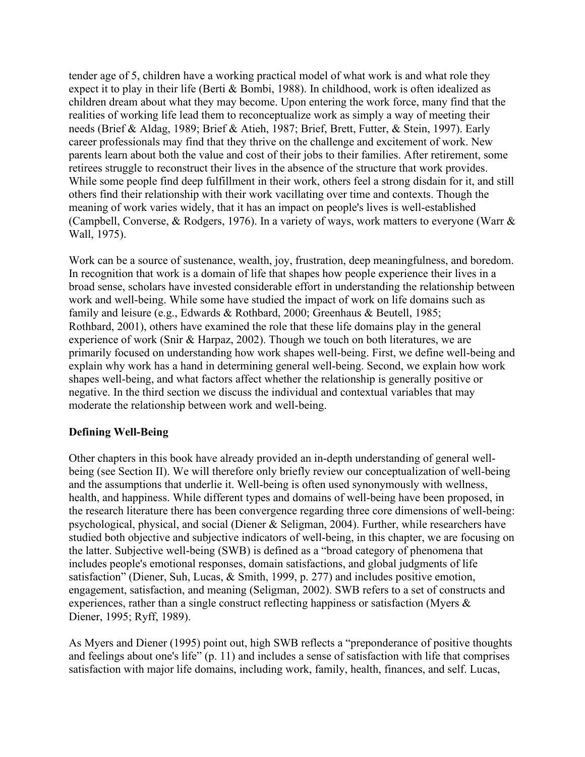tender age of 5, children have a working practical model of what work is and what role they expect it to play in their life (Berti & Bombi, 1988). In childhood, work is often idealized as children dream about what they may become. Upon entering the work force, many find that the realities of working life lead them to reconceptualize work as simply a way of meeting their needs (Brief & Aldag, 1989; Brief & Atieh, 1987; Brief, Brett, Futter, & Stein, 1997). Early career professionals may find that they thrive on the challenge and excitement of work. New parents learn about both the value and cost of their jobs to their families. After retirement, some retirees struggle to reconstruct their lives in the absence of the structure that work provides. While some people find deep fulfillment in their work, others feel a strong disdain for it, and still others find their relationship with their work vacillating over time and contexts. Though the meaning of work varies widely, that it has an impact on people's lives is well-established (Campbell, Converse, & Rodgers, 1976). In a variety of ways, work matters to everyone (Warr & Wall, 1975).

Work can be a source of sustenance, wealth, joy, frustration, deep meaningfulness, and boredom. In recognition that work is a domain of life that shapes how people experience their lives in a broad sense, scholars have invested considerable effort in understanding the relationship between work and well-being. While some have studied the impact of work on life domains such as family and leisure (e.g., Edwards & Rothbard, 2000; Greenhaus & Beutell, 1985; Rothbard, 2001), others have examined the role that these life domains play in the general experience of work (Snir & Harpaz, 2002). Though we touch on both literatures, we are primarily focused on understanding how work shapes well-being. First, we define well-being and explain why work has a hand in determining general well-being. Second, we explain how work shapes well-being, and what factors affect whether the relationship is generally positive or negative. In the third section we discuss the individual and contextual variables that may moderate the relationship between work and well-being.

**Defining Well-Being**

Other chapters in this book have already provided an in-depth understanding of general well-being (see Section II). We will therefore only briefly review our conceptualization of well-being and the assumptions that underlie it. Well-being is often used synonymously with wellness, health, and happiness. While different types and domains of well-being have been proposed, in the research literature there has been convergence regarding three core dimensions of well-being: psychological, physical, and social (Diener & Seligman, 2004). Further, while researchers have studied both objective and subjective indicators of well-being, in this chapter, we are focusing on the latter. Subjective well-being (SWB) is defined as a "broad category of phenomena that includes people's emotional responses, domain satisfactions, and global judgments of life satisfaction" (Diener, Suh, Lucas, & Smith, 1999, p. 277) and includes positive emotion, engagement, satisfaction, and meaning (Seligman, 2002). SWB refers to a set of constructs and experiences, rather than a single construct reflecting happiness or satisfaction (Myers & Diener, 1995; Ryff, 1989).

As Myers and Diener (1995) point out, high SWB reflects a "preponderance of positive thoughts and feelings about one's life" (p. 11) and includes a sense of satisfaction with life that comprises satisfaction with major life domains, including work, family, health, finances, and self. Lucas,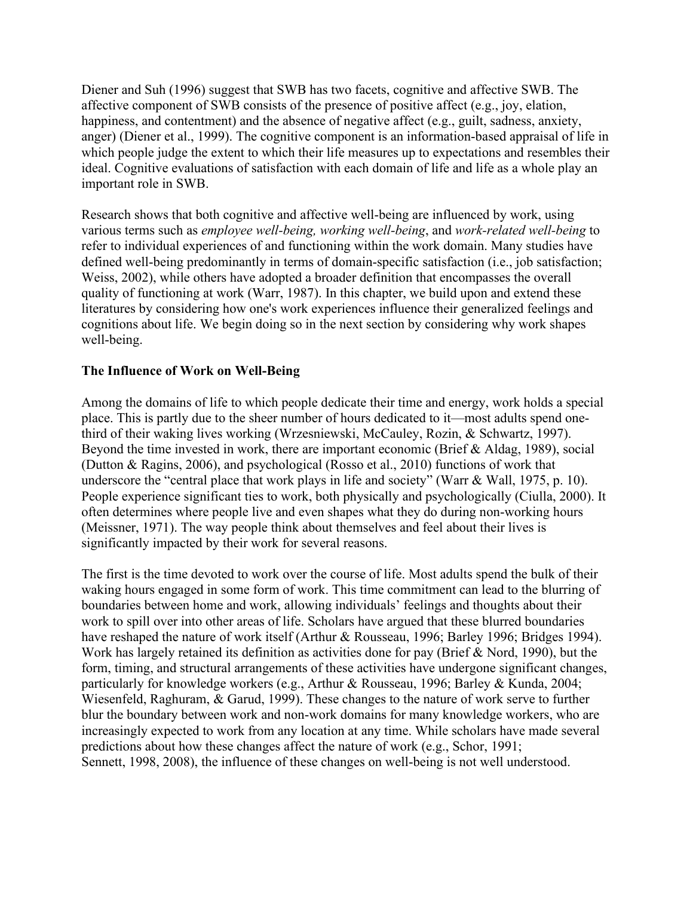Diener and Suh (1996) suggest that SWB has two facets, cognitive and affective SWB. The affective component of SWB consists of the presence of positive affect (e.g., joy, elation, happiness, and contentment) and the absence of negative affect (e.g., guilt, sadness, anxiety, anger) (Diener et al., 1999). The cognitive component is an information-based appraisal of life in which people judge the extent to which their life measures up to expectations and resembles their ideal. Cognitive evaluations of satisfaction with each domain of life and life as a whole play an important role in SWB.

Research shows that both cognitive and affective well-being are influenced by work, using various terms such as *employee well-being, working well-being*, and *work-related well-being* to refer to individual experiences of and functioning within the work domain. Many studies have defined well-being predominantly in terms of domain-specific satisfaction (i.e., job satisfaction; Weiss, 2002), while others have adopted a broader definition that encompasses the overall quality of functioning at work (Warr, 1987). In this chapter, we build upon and extend these literatures by considering how one's work experiences influence their generalized feelings and cognitions about life. We begin doing so in the next section by considering why work shapes well-being.

**The Influence of Work on Well-Being**

Among the domains of life to which people dedicate their time and energy, work holds a special place. This is partly due to the sheer number of hours dedicated to it—most adults spend one-third of their waking lives working (Wrzesniewski, McCauley, Rozin, & Schwartz, 1997). Beyond the time invested in work, there are important economic (Brief & Aldag, 1989), social (Dutton & Ragins, 2006), and psychological (Rosso et al., 2010) functions of work that underscore the "central place that work plays in life and society" (Warr & Wall, 1975, p. 10). People experience significant ties to work, both physically and psychologically (Ciulla, 2000). It often determines where people live and even shapes what they do during non-working hours (Meissner, 1971). The way people think about themselves and feel about their lives is significantly impacted by their work for several reasons.

The first is the time devoted to work over the course of life. Most adults spend the bulk of their waking hours engaged in some form of work. This time commitment can lead to the blurring of boundaries between home and work, allowing individuals' feelings and thoughts about their work to spill over into other areas of life. Scholars have argued that these blurred boundaries have reshaped the nature of work itself (Arthur & Rousseau, 1996; Barley 1996; Bridges 1994). Work has largely retained its definition as activities done for pay (Brief & Nord, 1990), but the form, timing, and structural arrangements of these activities have undergone significant changes, particularly for knowledge workers (e.g., Arthur & Rousseau, 1996; Barley & Kunda, 2004; Wiesenfeld, Raghuram, & Garud, 1999). These changes to the nature of work serve to further blur the boundary between work and non-work domains for many knowledge workers, who are increasingly expected to work from any location at any time. While scholars have made several predictions about how these changes affect the nature of work (e.g., Schor, 1991; Sennett, 1998, 2008), the influence of these changes on well-being is not well understood.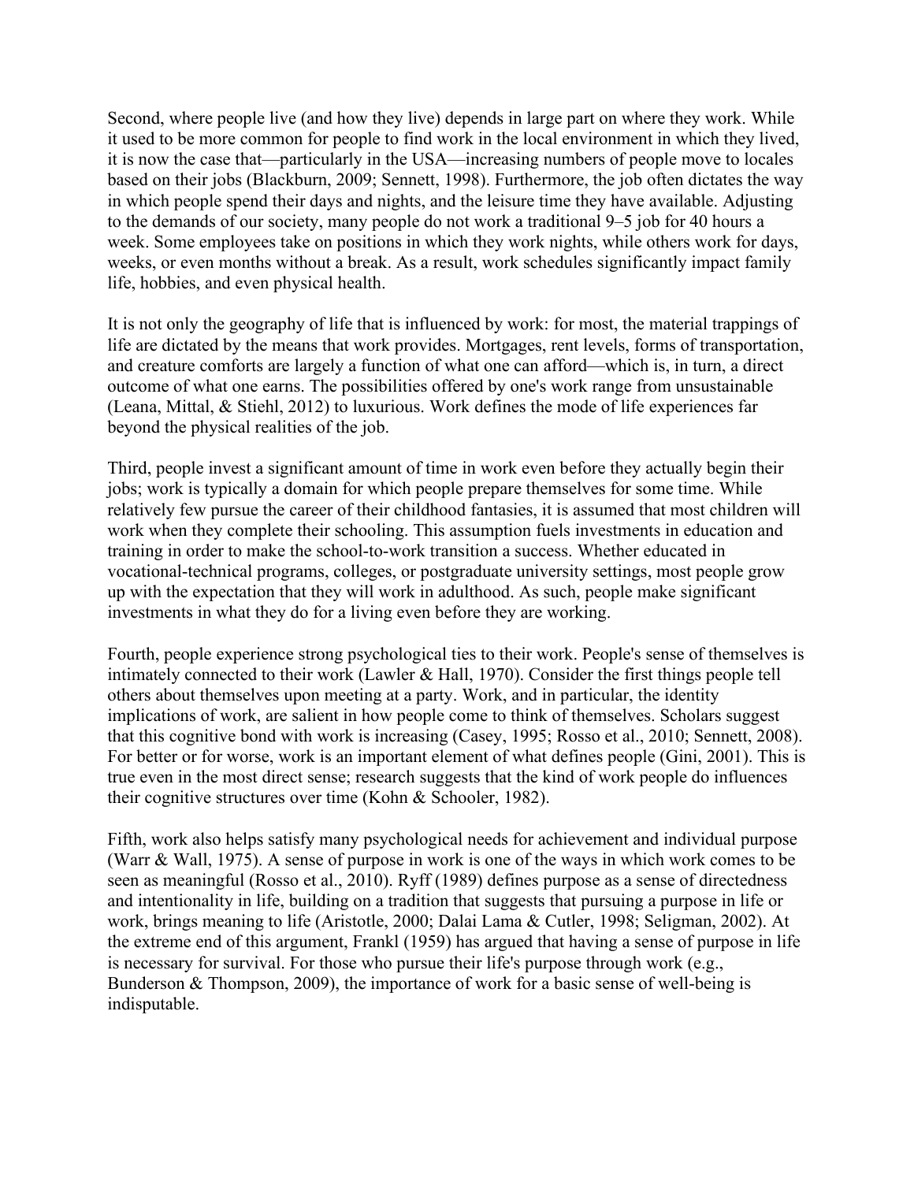Second, where people live (and how they live) depends in large part on where they work. While it used to be more common for people to find work in the local environment in which they lived, it is now the case that—particularly in the USA—increasing numbers of people move to locales based on their jobs (Blackburn, 2009; Sennett, 1998). Furthermore, the job often dictates the way in which people spend their days and nights, and the leisure time they have available. Adjusting to the demands of our society, many people do not work a traditional 9–5 job for 40 hours a week. Some employees take on positions in which they work nights, while others work for days, weeks, or even months without a break. As a result, work schedules significantly impact family life, hobbies, and even physical health.

It is not only the geography of life that is influenced by work: for most, the material trappings of life are dictated by the means that work provides. Mortgages, rent levels, forms of transportation, and creature comforts are largely a function of what one can afford—which is, in turn, a direct outcome of what one earns. The possibilities offered by one's work range from unsustainable (Leana, Mittal, & Stiehl, 2012) to luxurious. Work defines the mode of life experiences far beyond the physical realities of the job.

Third, people invest a significant amount of time in work even before they actually begin their jobs; work is typically a domain for which people prepare themselves for some time. While relatively few pursue the career of their childhood fantasies, it is assumed that most children will work when they complete their schooling. This assumption fuels investments in education and training in order to make the school-to-work transition a success. Whether educated in vocational-technical programs, colleges, or postgraduate university settings, most people grow up with the expectation that they will work in adulthood. As such, people make significant investments in what they do for a living even before they are working.

Fourth, people experience strong psychological ties to their work. People's sense of themselves is intimately connected to their work (Lawler & Hall, 1970). Consider the first things people tell others about themselves upon meeting at a party. Work, and in particular, the identity implications of work, are salient in how people come to think of themselves. Scholars suggest that this cognitive bond with work is increasing (Casey, 1995; Rosso et al., 2010; Sennett, 2008). For better or for worse, work is an important element of what defines people (Gini, 2001). This is true even in the most direct sense; research suggests that the kind of work people do influences their cognitive structures over time (Kohn & Schooler, 1982).

Fifth, work also helps satisfy many psychological needs for achievement and individual purpose (Warr & Wall, 1975). A sense of purpose in work is one of the ways in which work comes to be seen as meaningful (Rosso et al., 2010). Ryff (1989) defines purpose as a sense of directedness and intentionality in life, building on a tradition that suggests that pursuing a purpose in life or work, brings meaning to life (Aristotle, 2000; Dalai Lama & Cutler, 1998; Seligman, 2002). At the extreme end of this argument, Frankl (1959) has argued that having a sense of purpose in life is necessary for survival. For those who pursue their life's purpose through work (e.g., Bunderson & Thompson, 2009), the importance of work for a basic sense of well-being is indisputable.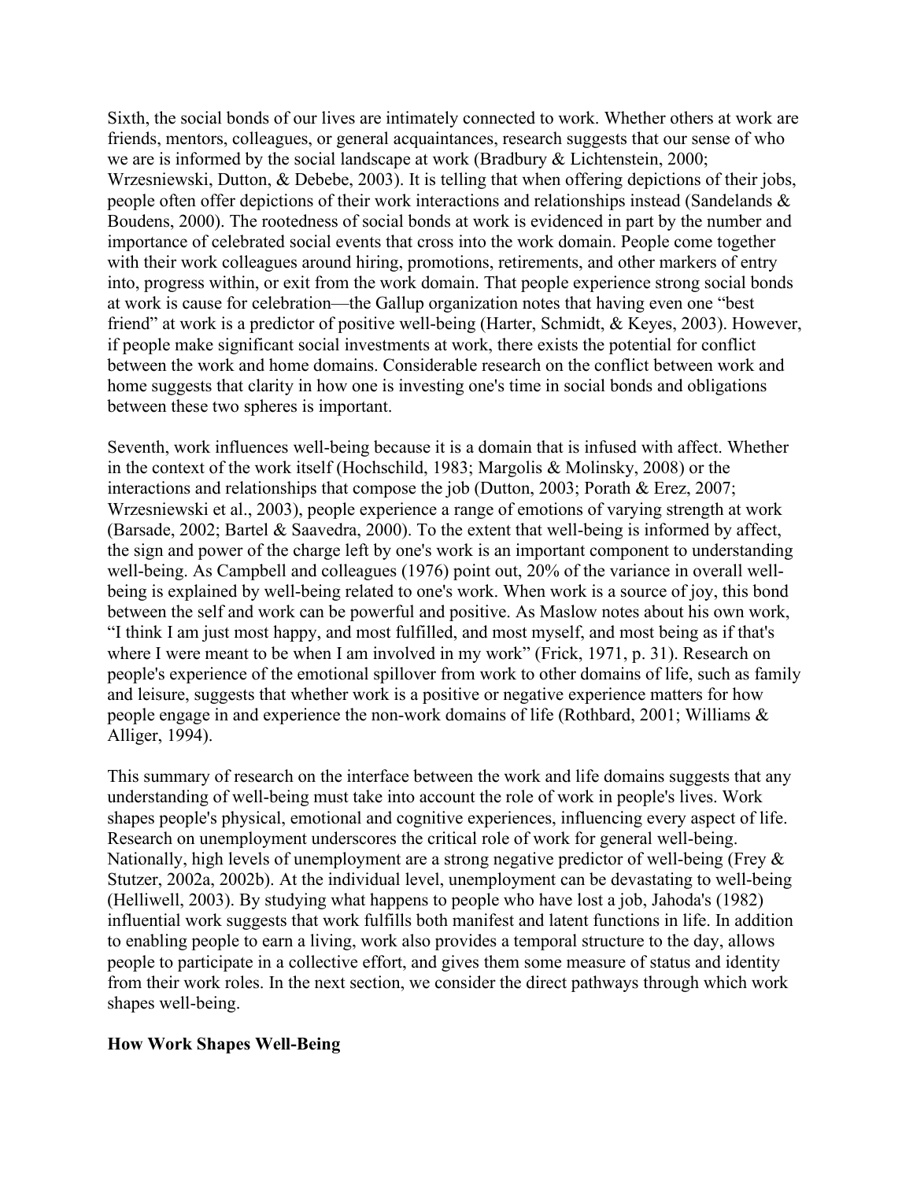Sixth, the social bonds of our lives are intimately connected to work. Whether others at work are friends, mentors, colleagues, or general acquaintances, research suggests that our sense of who we are is informed by the social landscape at work (Bradbury & Lichtenstein, 2000; Wrzesniewski, Dutton, & Debebe, 2003). It is telling that when offering depictions of their jobs, people often offer depictions of their work interactions and relationships instead (Sandelands & Boudens, 2000). The rootedness of social bonds at work is evidenced in part by the number and importance of celebrated social events that cross into the work domain. People come together with their work colleagues around hiring, promotions, retirements, and other markers of entry into, progress within, or exit from the work domain. That people experience strong social bonds at work is cause for celebration—the Gallup organization notes that having even one "best friend" at work is a predictor of positive well-being (Harter, Schmidt, & Keyes, 2003). However, if people make significant social investments at work, there exists the potential for conflict between the work and home domains. Considerable research on the conflict between work and home suggests that clarity in how one is investing one's time in social bonds and obligations between these two spheres is important.

Seventh, work influences well-being because it is a domain that is infused with affect. Whether in the context of the work itself (Hochschild, 1983; Margolis & Molinsky, 2008) or the interactions and relationships that compose the job (Dutton, 2003; Porath & Erez, 2007; Wrzesniewski et al., 2003), people experience a range of emotions of varying strength at work (Barsade, 2002; Bartel & Saavedra, 2000). To the extent that well-being is informed by affect, the sign and power of the charge left by one's work is an important component to understanding well-being. As Campbell and colleagues (1976) point out, 20% of the variance in overall well-being is explained by well-being related to one's work. When work is a source of joy, this bond between the self and work can be powerful and positive. As Maslow notes about his own work, "I think I am just most happy, and most fulfilled, and most myself, and most being as if that's where I were meant to be when I am involved in my work" (Frick, 1971, p. 31). Research on people's experience of the emotional spillover from work to other domains of life, such as family and leisure, suggests that whether work is a positive or negative experience matters for how people engage in and experience the non-work domains of life (Rothbard, 2001; Williams & Alliger, 1994).

This summary of research on the interface between the work and life domains suggests that any understanding of well-being must take into account the role of work in people's lives. Work shapes people's physical, emotional and cognitive experiences, influencing every aspect of life. Research on unemployment underscores the critical role of work for general well-being. Nationally, high levels of unemployment are a strong negative predictor of well-being (Frey & Stutzer, 2002a, 2002b). At the individual level, unemployment can be devastating to well-being (Helliwell, 2003). By studying what happens to people who have lost a job, Jahoda's (1982) influential work suggests that work fulfills both manifest and latent functions in life. In addition to enabling people to earn a living, work also provides a temporal structure to the day, allows people to participate in a collective effort, and gives them some measure of status and identity from their work roles. In the next section, we consider the direct pathways through which work shapes well-being.

## How Work Shapes Well-Being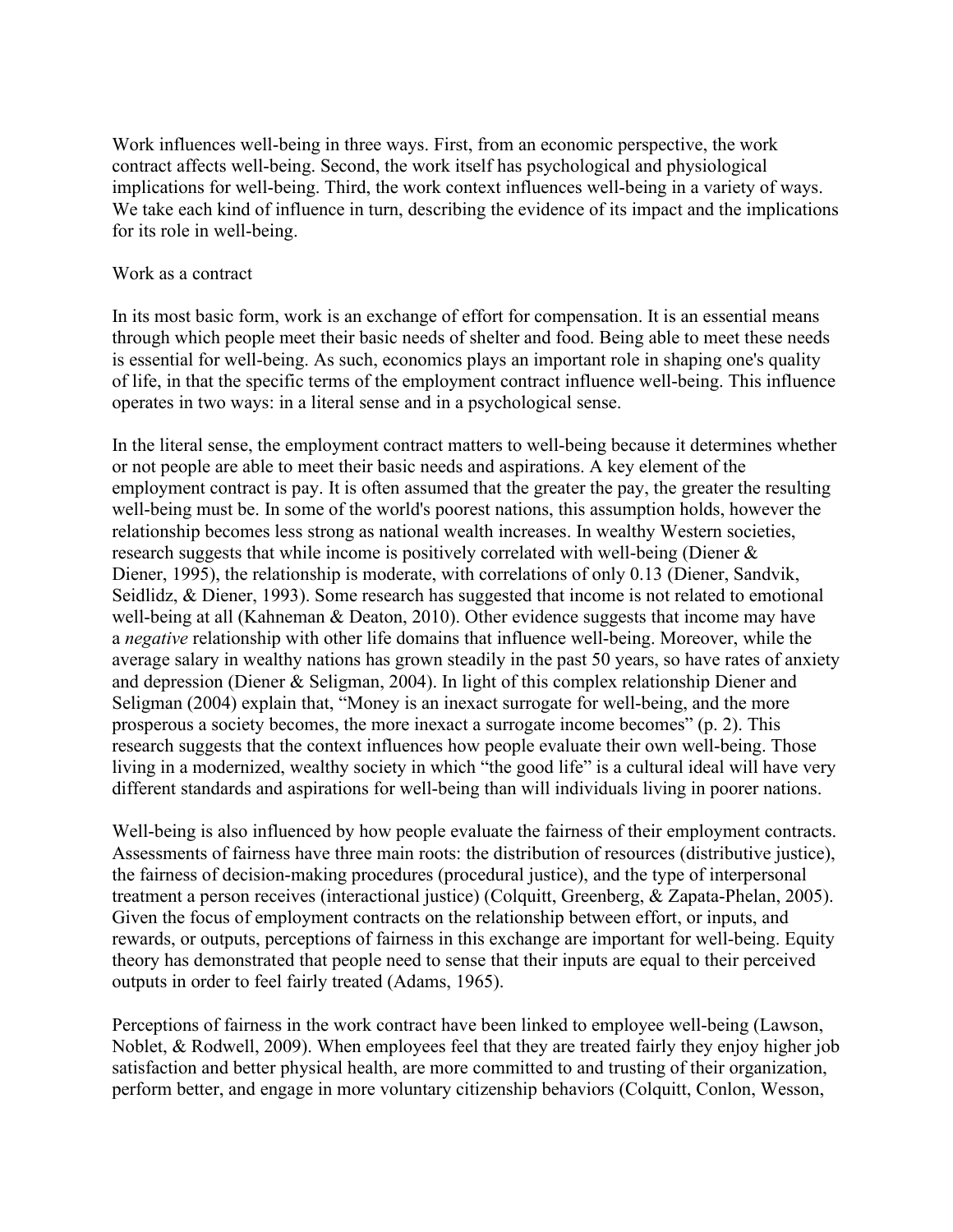Work influences well-being in three ways. First, from an economic perspective, the work contract affects well-being. Second, the work itself has psychological and physiological implications for well-being. Third, the work context influences well-being in a variety of ways. We take each kind of influence in turn, describing the evidence of its impact and the implications for its role in well-being.

## Work as a contract

In its most basic form, work is an exchange of effort for compensation. It is an essential means through which people meet their basic needs of shelter and food. Being able to meet these needs is essential for well-being. As such, economics plays an important role in shaping one's quality of life, in that the specific terms of the employment contract influence well-being. This influence operates in two ways: in a literal sense and in a psychological sense.

In the literal sense, the employment contract matters to well-being because it determines whether or not people are able to meet their basic needs and aspirations. A key element of the employment contract is pay. It is often assumed that the greater the pay, the greater the resulting well-being must be. In some of the world's poorest nations, this assumption holds, however the relationship becomes less strong as national wealth increases. In wealthy Western societies, research suggests that while income is positively correlated with well-being (Diener & Diener, 1995), the relationship is moderate, with correlations of only 0.13 (Diener, Sandvik, Seidlidz, & Diener, 1993). Some research has suggested that income is not related to emotional well-being at all (Kahneman & Deaton, 2010). Other evidence suggests that income may have a *negative* relationship with other life domains that influence well-being. Moreover, while the average salary in wealthy nations has grown steadily in the past 50 years, so have rates of anxiety and depression (Diener & Seligman, 2004). In light of this complex relationship Diener and Seligman (2004) explain that, "Money is an inexact surrogate for well-being, and the more prosperous a society becomes, the more inexact a surrogate income becomes" (p. 2). This research suggests that the context influences how people evaluate their own well-being. Those living in a modernized, wealthy society in which "the good life" is a cultural ideal will have very different standards and aspirations for well-being than will individuals living in poorer nations.

Well-being is also influenced by how people evaluate the fairness of their employment contracts. Assessments of fairness have three main roots: the distribution of resources (distributive justice), the fairness of decision-making procedures (procedural justice), and the type of interpersonal treatment a person receives (interactional justice) (Colquitt, Greenberg, & Zapata-Phelan, 2005). Given the focus of employment contracts on the relationship between effort, or inputs, and rewards, or outputs, perceptions of fairness in this exchange are important for well-being. Equity theory has demonstrated that people need to sense that their inputs are equal to their perceived outputs in order to feel fairly treated (Adams, 1965).

Perceptions of fairness in the work contract have been linked to employee well-being (Lawson, Noblet, & Rodwell, 2009). When employees feel that they are treated fairly they enjoy higher job satisfaction and better physical health, are more committed to and trusting of their organization, perform better, and engage in more voluntary citizenship behaviors (Colquitt, Conlon, Wesson,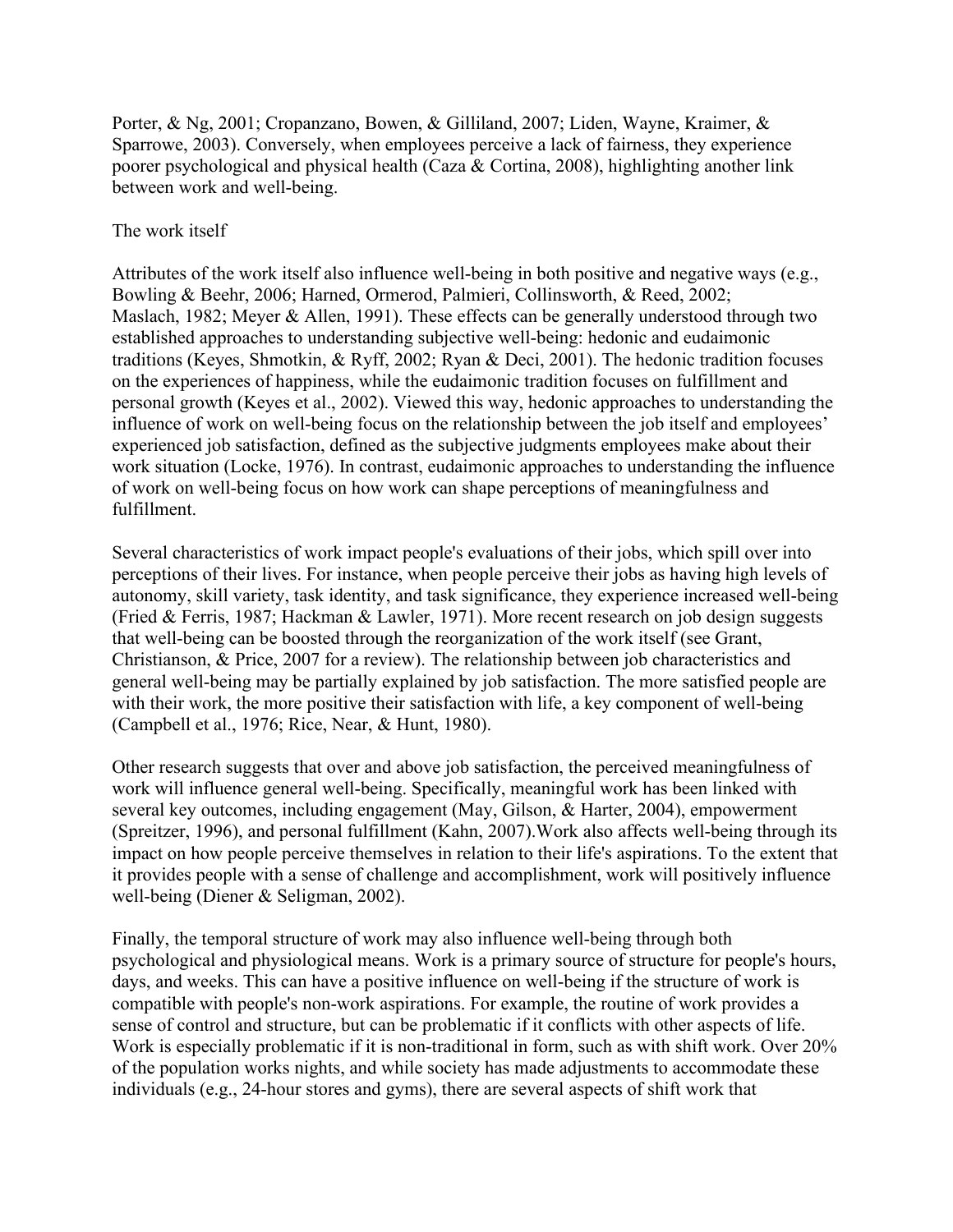Porter, & Ng, 2001; Cropanzano, Bowen, & Gilliland, 2007; Liden, Wayne, Kraimer, & Sparrowe, 2003). Conversely, when employees perceive a lack of fairness, they experience poorer psychological and physical health (Caza & Cortina, 2008), highlighting another link between work and well-being.

## The work itself

Attributes of the work itself also influence well-being in both positive and negative ways (e.g., Bowling & Beehr, 2006; Harned, Ormerod, Palmieri, Collinsworth, & Reed, 2002; Maslach, 1982; Meyer & Allen, 1991). These effects can be generally understood through two established approaches to understanding subjective well-being: hedonic and eudaimonic traditions (Keyes, Shmotkin, & Ryff, 2002; Ryan & Deci, 2001). The hedonic tradition focuses on the experiences of happiness, while the eudaimonic tradition focuses on fulfillment and personal growth (Keyes et al., 2002). Viewed this way, hedonic approaches to understanding the influence of work on well-being focus on the relationship between the job itself and employees' experienced job satisfaction, defined as the subjective judgments employees make about their work situation (Locke, 1976). In contrast, eudaimonic approaches to understanding the influence of work on well-being focus on how work can shape perceptions of meaningfulness and fulfillment.

Several characteristics of work impact people's evaluations of their jobs, which spill over into perceptions of their lives. For instance, when people perceive their jobs as having high levels of autonomy, skill variety, task identity, and task significance, they experience increased well-being (Fried & Ferris, 1987; Hackman & Lawler, 1971). More recent research on job design suggests that well-being can be boosted through the reorganization of the work itself (see Grant, Christianson, & Price, 2007 for a review). The relationship between job characteristics and general well-being may be partially explained by job satisfaction. The more satisfied people are with their work, the more positive their satisfaction with life, a key component of well-being (Campbell et al., 1976; Rice, Near, & Hunt, 1980).

Other research suggests that over and above job satisfaction, the perceived meaningfulness of work will influence general well-being. Specifically, meaningful work has been linked with several key outcomes, including engagement (May, Gilson, & Harter, 2004), empowerment (Spreitzer, 1996), and personal fulfillment (Kahn, 2007).Work also affects well-being through its impact on how people perceive themselves in relation to their life's aspirations. To the extent that it provides people with a sense of challenge and accomplishment, work will positively influence well-being (Diener & Seligman, 2002).

Finally, the temporal structure of work may also influence well-being through both psychological and physiological means. Work is a primary source of structure for people's hours, days, and weeks. This can have a positive influence on well-being if the structure of work is compatible with people's non-work aspirations. For example, the routine of work provides a sense of control and structure, but can be problematic if it conflicts with other aspects of life. Work is especially problematic if it is non-traditional in form, such as with shift work. Over 20% of the population works nights, and while society has made adjustments to accommodate these individuals (e.g., 24-hour stores and gyms), there are several aspects of shift work that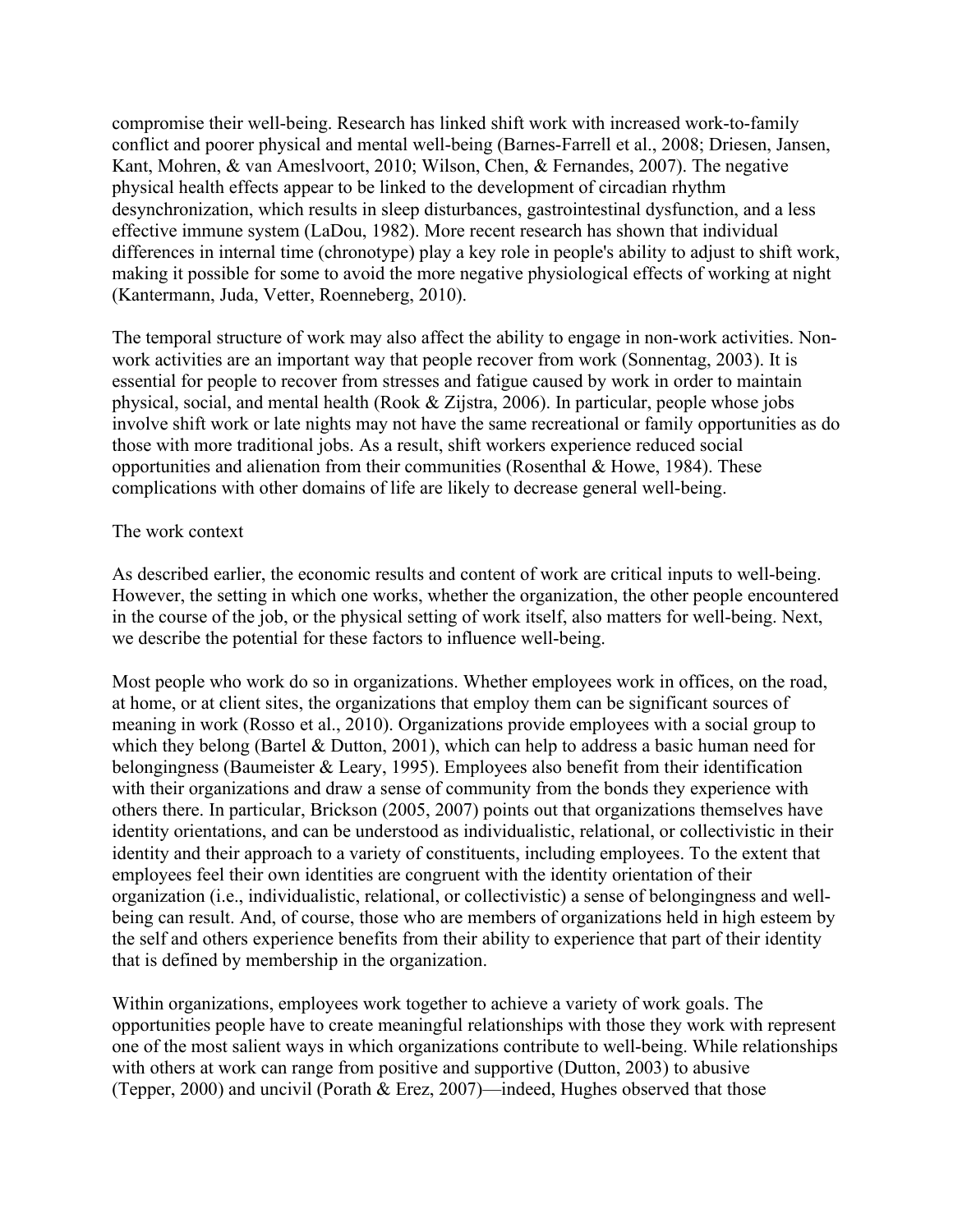compromise their well-being. Research has linked shift work with increased work-to-family conflict and poorer physical and mental well-being (Barnes-Farrell et al., 2008; Driesen, Jansen, Kant, Mohren, & van Ameslvoort, 2010; Wilson, Chen, & Fernandes, 2007). The negative physical health effects appear to be linked to the development of circadian rhythm desynchronization, which results in sleep disturbances, gastrointestinal dysfunction, and a less effective immune system (LaDou, 1982). More recent research has shown that individual differences in internal time (chronotype) play a key role in people's ability to adjust to shift work, making it possible for some to avoid the more negative physiological effects of working at night (Kantermann, Juda, Vetter, Roenneberg, 2010).

The temporal structure of work may also affect the ability to engage in non-work activities. Non-work activities are an important way that people recover from work (Sonnentag, 2003). It is essential for people to recover from stresses and fatigue caused by work in order to maintain physical, social, and mental health (Rook & Zijstra, 2006). In particular, people whose jobs involve shift work or late nights may not have the same recreational or family opportunities as do those with more traditional jobs. As a result, shift workers experience reduced social opportunities and alienation from their communities (Rosenthal & Howe, 1984). These complications with other domains of life are likely to decrease general well-being.

## The work context

As described earlier, the economic results and content of work are critical inputs to well-being. However, the setting in which one works, whether the organization, the other people encountered in the course of the job, or the physical setting of work itself, also matters for well-being. Next, we describe the potential for these factors to influence well-being.

Most people who work do so in organizations. Whether employees work in offices, on the road, at home, or at client sites, the organizations that employ them can be significant sources of meaning in work (Rosso et al., 2010). Organizations provide employees with a social group to which they belong (Bartel & Dutton, 2001), which can help to address a basic human need for belongingness (Baumeister & Leary, 1995). Employees also benefit from their identification with their organizations and draw a sense of community from the bonds they experience with others there. In particular, Brickson (2005, 2007) points out that organizations themselves have identity orientations, and can be understood as individualistic, relational, or collectivistic in their identity and their approach to a variety of constituents, including employees. To the extent that employees feel their own identities are congruent with the identity orientation of their organization (i.e., individualistic, relational, or collectivistic) a sense of belongingness and well-being can result. And, of course, those who are members of organizations held in high esteem by the self and others experience benefits from their ability to experience that part of their identity that is defined by membership in the organization.

Within organizations, employees work together to achieve a variety of work goals. The opportunities people have to create meaningful relationships with those they work with represent one of the most salient ways in which organizations contribute to well-being. While relationships with others at work can range from positive and supportive (Dutton, 2003) to abusive (Tepper, 2000) and uncivil (Porath & Erez, 2007)—indeed, Hughes observed that those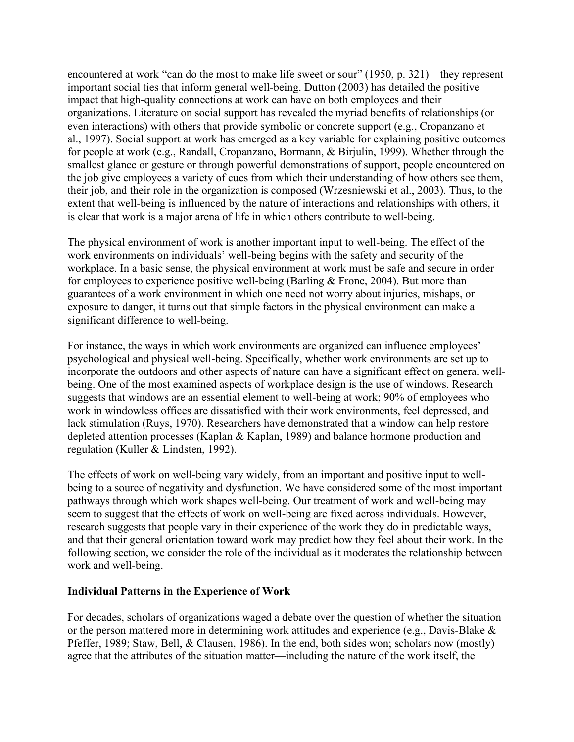encountered at work "can do the most to make life sweet or sour" (1950, p. 321)—they represent important social ties that inform general well-being. Dutton (2003) has detailed the positive impact that high-quality connections at work can have on both employees and their organizations. Literature on social support has revealed the myriad benefits of relationships (or even interactions) with others that provide symbolic or concrete support (e.g., Cropanzano et al., 1997). Social support at work has emerged as a key variable for explaining positive outcomes for people at work (e.g., Randall, Cropanzano, Bormann, & Birjulin, 1999). Whether through the smallest glance or gesture or through powerful demonstrations of support, people encountered on the job give employees a variety of cues from which their understanding of how others see them, their job, and their role in the organization is composed (Wrzesniewski et al., 2003). Thus, to the extent that well-being is influenced by the nature of interactions and relationships with others, it is clear that work is a major arena of life in which others contribute to well-being.

The physical environment of work is another important input to well-being. The effect of the work environments on individuals' well-being begins with the safety and security of the workplace. In a basic sense, the physical environment at work must be safe and secure in order for employees to experience positive well-being (Barling & Frone, 2004). But more than guarantees of a work environment in which one need not worry about injuries, mishaps, or exposure to danger, it turns out that simple factors in the physical environment can make a significant difference to well-being.

For instance, the ways in which work environments are organized can influence employees' psychological and physical well-being. Specifically, whether work environments are set up to incorporate the outdoors and other aspects of nature can have a significant effect on general well-being. One of the most examined aspects of workplace design is the use of windows. Research suggests that windows are an essential element to well-being at work; 90% of employees who work in windowless offices are dissatisfied with their work environments, feel depressed, and lack stimulation (Ruys, 1970). Researchers have demonstrated that a window can help restore depleted attention processes (Kaplan & Kaplan, 1989) and balance hormone production and regulation (Kuller & Lindsten, 1992).

The effects of work on well-being vary widely, from an important and positive input to well-being to a source of negativity and dysfunction. We have considered some of the most important pathways through which work shapes well-being. Our treatment of work and well-being may seem to suggest that the effects of work on well-being are fixed across individuals. However, research suggests that people vary in their experience of the work they do in predictable ways, and that their general orientation toward work may predict how they feel about their work. In the following section, we consider the role of the individual as it moderates the relationship between work and well-being.

### Individual Patterns in the Experience of Work

For decades, scholars of organizations waged a debate over the question of whether the situation or the person mattered more in determining work attitudes and experience (e.g., Davis-Blake & Pfeffer, 1989; Staw, Bell, & Clausen, 1986). In the end, both sides won; scholars now (mostly) agree that the attributes of the situation matter—including the nature of the work itself, the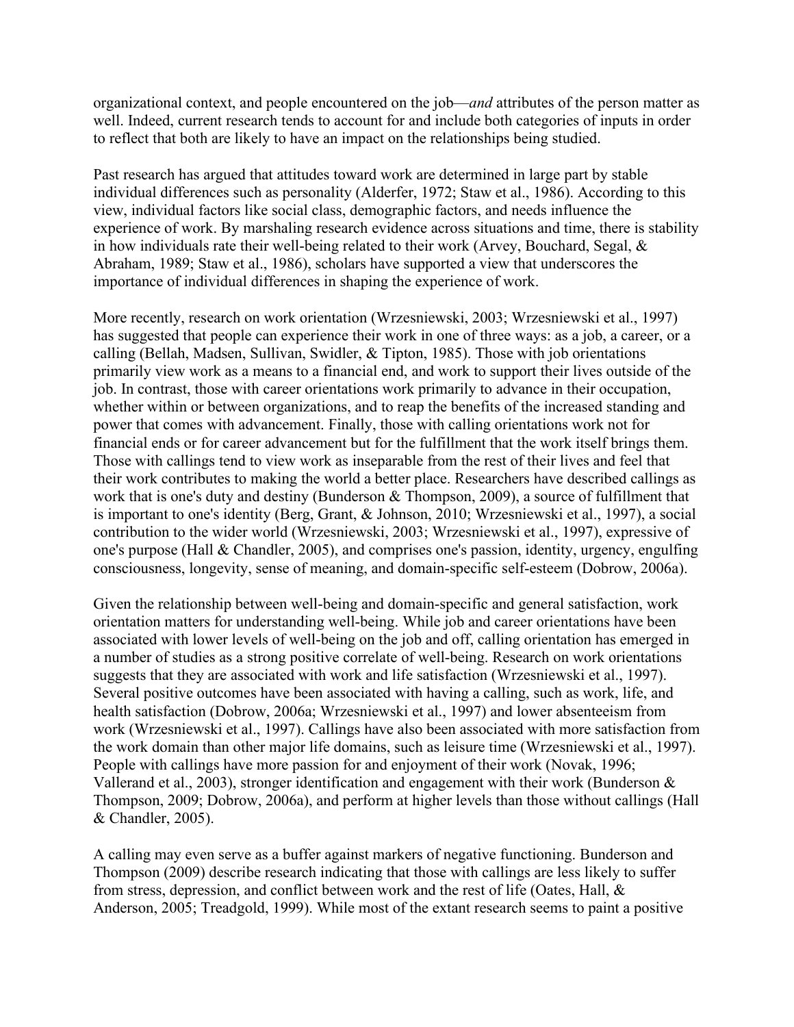organizational context, and people encountered on the job—*and* attributes of the person matter as well. Indeed, current research tends to account for and include both categories of inputs in order to reflect that both are likely to have an impact on the relationships being studied.

Past research has argued that attitudes toward work are determined in large part by stable individual differences such as personality (Alderfer, 1972; Staw et al., 1986). According to this view, individual factors like social class, demographic factors, and needs influence the experience of work. By marshaling research evidence across situations and time, there is stability in how individuals rate their well-being related to their work (Arvey, Bouchard, Segal, & Abraham, 1989; Staw et al., 1986), scholars have supported a view that underscores the importance of individual differences in shaping the experience of work.

More recently, research on work orientation (Wrzesniewski, 2003; Wrzesniewski et al., 1997) has suggested that people can experience their work in one of three ways: as a job, a career, or a calling (Bellah, Madsen, Sullivan, Swidler, & Tipton, 1985). Those with job orientations primarily view work as a means to a financial end, and work to support their lives outside of the job. In contrast, those with career orientations work primarily to advance in their occupation, whether within or between organizations, and to reap the benefits of the increased standing and power that comes with advancement. Finally, those with calling orientations work not for financial ends or for career advancement but for the fulfillment that the work itself brings them. Those with callings tend to view work as inseparable from the rest of their lives and feel that their work contributes to making the world a better place. Researchers have described callings as work that is one's duty and destiny (Bunderson & Thompson, 2009), a source of fulfillment that is important to one's identity (Berg, Grant, & Johnson, 2010; Wrzesniewski et al., 1997), a social contribution to the wider world (Wrzesniewski, 2003; Wrzesniewski et al., 1997), expressive of one's purpose (Hall & Chandler, 2005), and comprises one's passion, identity, urgency, engulfing consciousness, longevity, sense of meaning, and domain-specific self-esteem (Dobrow, 2006a).

Given the relationship between well-being and domain-specific and general satisfaction, work orientation matters for understanding well-being. While job and career orientations have been associated with lower levels of well-being on the job and off, calling orientation has emerged in a number of studies as a strong positive correlate of well-being. Research on work orientations suggests that they are associated with work and life satisfaction (Wrzesniewski et al., 1997). Several positive outcomes have been associated with having a calling, such as work, life, and health satisfaction (Dobrow, 2006a; Wrzesniewski et al., 1997) and lower absenteeism from work (Wrzesniewski et al., 1997). Callings have also been associated with more satisfaction from the work domain than other major life domains, such as leisure time (Wrzesniewski et al., 1997). People with callings have more passion for and enjoyment of their work (Novak, 1996; Vallerand et al., 2003), stronger identification and engagement with their work (Bunderson & Thompson, 2009; Dobrow, 2006a), and perform at higher levels than those without callings (Hall & Chandler, 2005).

A calling may even serve as a buffer against markers of negative functioning. Bunderson and Thompson (2009) describe research indicating that those with callings are less likely to suffer from stress, depression, and conflict between work and the rest of life (Oates, Hall, & Anderson, 2005; Treadgold, 1999). While most of the extant research seems to paint a positive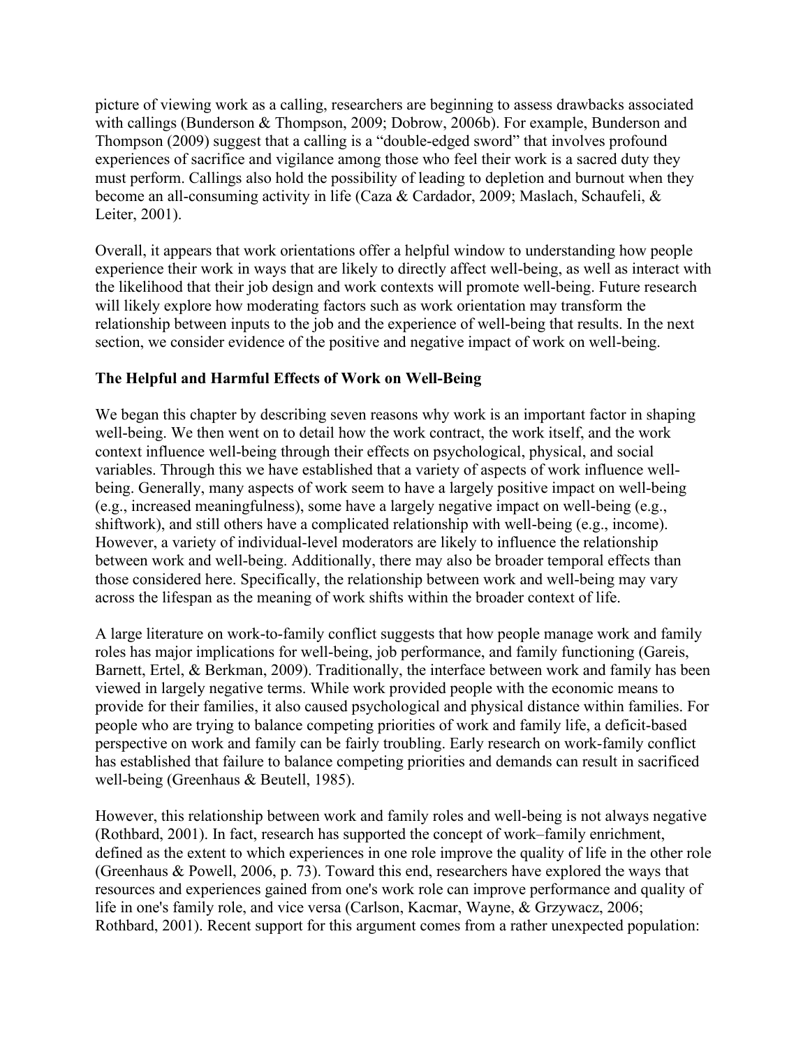picture of viewing work as a calling, researchers are beginning to assess drawbacks associated with callings (Bunderson & Thompson, 2009; Dobrow, 2006b). For example, Bunderson and Thompson (2009) suggest that a calling is a "double-edged sword" that involves profound experiences of sacrifice and vigilance among those who feel their work is a sacred duty they must perform. Callings also hold the possibility of leading to depletion and burnout when they become an all-consuming activity in life (Caza & Cardador, 2009; Maslach, Schaufeli, & Leiter, 2001).

Overall, it appears that work orientations offer a helpful window to understanding how people experience their work in ways that are likely to directly affect well-being, as well as interact with the likelihood that their job design and work contexts will promote well-being. Future research will likely explore how moderating factors such as work orientation may transform the relationship between inputs to the job and the experience of well-being that results. In the next section, we consider evidence of the positive and negative impact of work on well-being.

## The Helpful and Harmful Effects of Work on Well-Being

We began this chapter by describing seven reasons why work is an important factor in shaping well-being. We then went on to detail how the work contract, the work itself, and the work context influence well-being through their effects on psychological, physical, and social variables. Through this we have established that a variety of aspects of work influence well-being. Generally, many aspects of work seem to have a largely positive impact on well-being (e.g., increased meaningfulness), some have a largely negative impact on well-being (e.g., shiftwork), and still others have a complicated relationship with well-being (e.g., income). However, a variety of individual-level moderators are likely to influence the relationship between work and well-being. Additionally, there may also be broader temporal effects than those considered here. Specifically, the relationship between work and well-being may vary across the lifespan as the meaning of work shifts within the broader context of life.

A large literature on work-to-family conflict suggests that how people manage work and family roles has major implications for well-being, job performance, and family functioning (Gareis, Barnett, Ertel, & Berkman, 2009). Traditionally, the interface between work and family has been viewed in largely negative terms. While work provided people with the economic means to provide for their families, it also caused psychological and physical distance within families. For people who are trying to balance competing priorities of work and family life, a deficit-based perspective on work and family can be fairly troubling. Early research on work-family conflict has established that failure to balance competing priorities and demands can result in sacrificed well-being (Greenhaus & Beutell, 1985).

However, this relationship between work and family roles and well-being is not always negative (Rothbard, 2001). In fact, research has supported the concept of work–family enrichment, defined as the extent to which experiences in one role improve the quality of life in the other role (Greenhaus & Powell, 2006, p. 73). Toward this end, researchers have explored the ways that resources and experiences gained from one's work role can improve performance and quality of life in one's family role, and vice versa (Carlson, Kacmar, Wayne, & Grzywacz, 2006; Rothbard, 2001). Recent support for this argument comes from a rather unexpected population: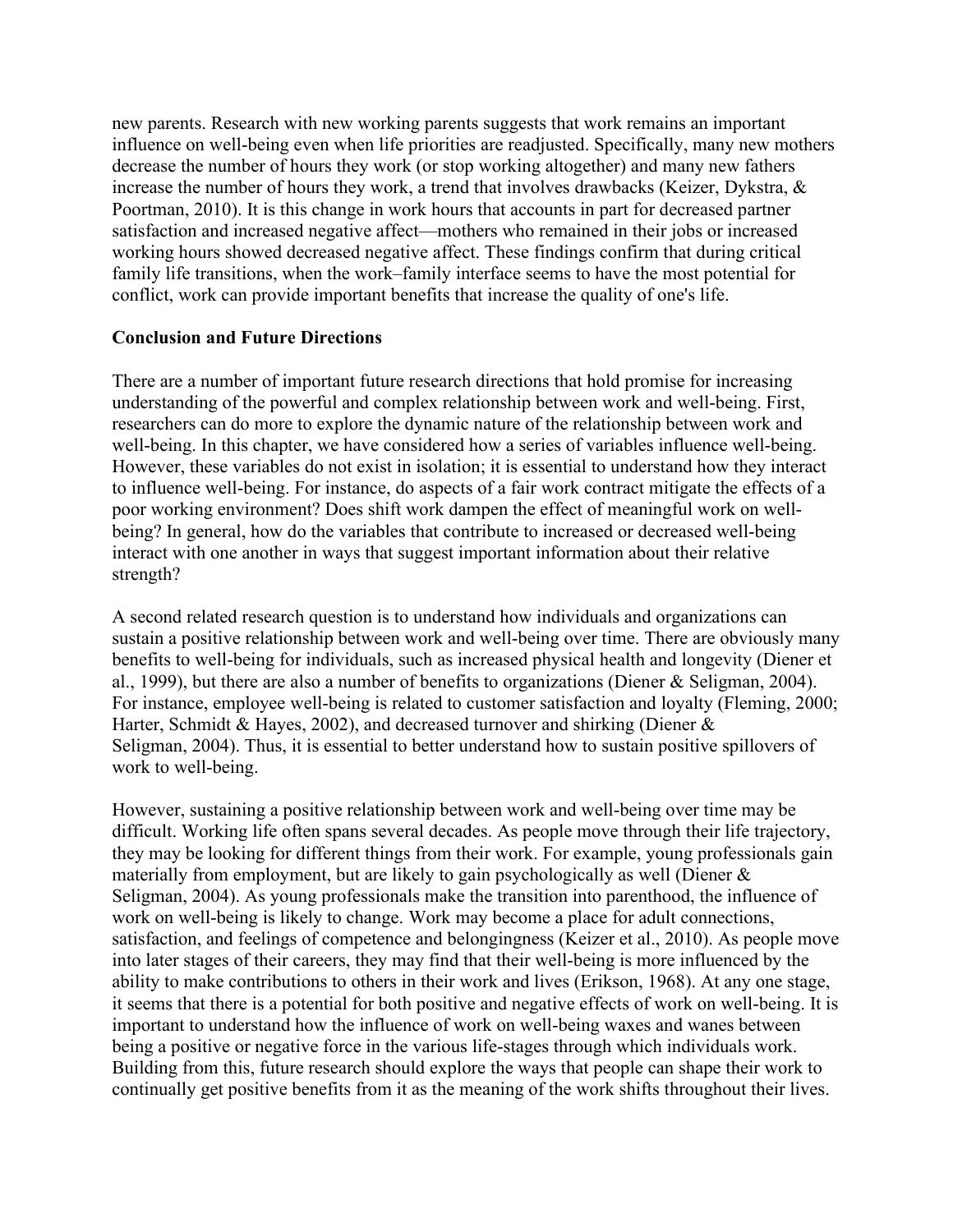new parents. Research with new working parents suggests that work remains an important influence on well-being even when life priorities are readjusted. Specifically, many new mothers decrease the number of hours they work (or stop working altogether) and many new fathers increase the number of hours they work, a trend that involves drawbacks (Keizer, Dykstra, & Poortman, 2010). It is this change in work hours that accounts in part for decreased partner satisfaction and increased negative affect—mothers who remained in their jobs or increased working hours showed decreased negative affect. These findings confirm that during critical family life transitions, when the work–family interface seems to have the most potential for conflict, work can provide important benefits that increase the quality of one's life.

## Conclusion and Future Directions

There are a number of important future research directions that hold promise for increasing understanding of the powerful and complex relationship between work and well-being. First, researchers can do more to explore the dynamic nature of the relationship between work and well-being. In this chapter, we have considered how a series of variables influence well-being. However, these variables do not exist in isolation; it is essential to understand how they interact to influence well-being. For instance, do aspects of a fair work contract mitigate the effects of a poor working environment? Does shift work dampen the effect of meaningful work on well-being? In general, how do the variables that contribute to increased or decreased well-being interact with one another in ways that suggest important information about their relative strength?

A second related research question is to understand how individuals and organizations can sustain a positive relationship between work and well-being over time. There are obviously many benefits to well-being for individuals, such as increased physical health and longevity (Diener et al., 1999), but there are also a number of benefits to organizations (Diener & Seligman, 2004). For instance, employee well-being is related to customer satisfaction and loyalty (Fleming, 2000; Harter, Schmidt & Hayes, 2002), and decreased turnover and shirking (Diener & Seligman, 2004). Thus, it is essential to better understand how to sustain positive spillovers of work to well-being.

However, sustaining a positive relationship between work and well-being over time may be difficult. Working life often spans several decades. As people move through their life trajectory, they may be looking for different things from their work. For example, young professionals gain materially from employment, but are likely to gain psychologically as well (Diener & Seligman, 2004). As young professionals make the transition into parenthood, the influence of work on well-being is likely to change. Work may become a place for adult connections, satisfaction, and feelings of competence and belongingness (Keizer et al., 2010). As people move into later stages of their careers, they may find that their well-being is more influenced by the ability to make contributions to others in their work and lives (Erikson, 1968). At any one stage, it seems that there is a potential for both positive and negative effects of work on well-being. It is important to understand how the influence of work on well-being waxes and wanes between being a positive or negative force in the various life-stages through which individuals work. Building from this, future research should explore the ways that people can shape their work to continually get positive benefits from it as the meaning of the work shifts throughout their lives.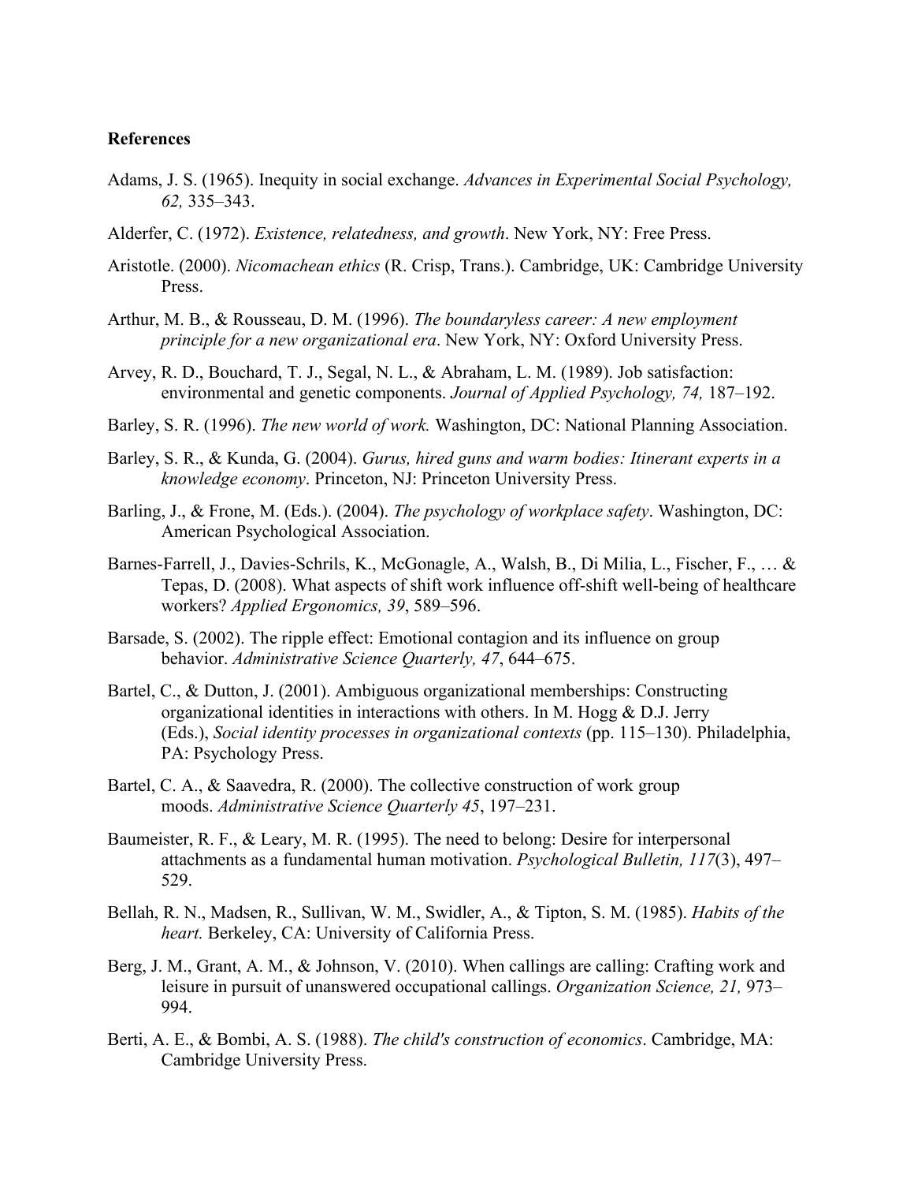**References**

Adams, J. S. (1965). Inequity in social exchange. *Advances in Experimental Social Psychology, 62,* 335–343.

Alderfer, C. (1972). *Existence, relatedness, and growth*. New York, NY: Free Press.

Aristotle. (2000). *Nicomachean ethics* (R. Crisp, Trans.). Cambridge, UK: Cambridge University Press.

Arthur, M. B., & Rousseau, D. M. (1996). *The boundaryless career: A new employment principle for a new organizational era*. New York, NY: Oxford University Press.

Arvey, R. D., Bouchard, T. J., Segal, N. L., & Abraham, L. M. (1989). Job satisfaction: environmental and genetic components. *Journal of Applied Psychology, 74,* 187–192.

Barley, S. R. (1996). *The new world of work.* Washington, DC: National Planning Association.

Barley, S. R., & Kunda, G. (2004). *Gurus, hired guns and warm bodies: Itinerant experts in a knowledge economy*. Princeton, NJ: Princeton University Press.

Barling, J., & Frone, M. (Eds.). (2004). *The psychology of workplace safety*. Washington, DC: American Psychological Association.

Barnes-Farrell, J., Davies-Schrils, K., McGonagle, A., Walsh, B., Di Milia, L., Fischer, F., … & Tepas, D. (2008). What aspects of shift work influence off-shift well-being of healthcare workers? *Applied Ergonomics, 39*, 589–596.

Barsade, S. (2002). The ripple effect: Emotional contagion and its influence on group behavior. *Administrative Science Quarterly, 47*, 644–675.

Bartel, C., & Dutton, J. (2001). Ambiguous organizational memberships: Constructing organizational identities in interactions with others. In M. Hogg & D.J. Jerry (Eds.), *Social identity processes in organizational contexts* (pp. 115–130). Philadelphia, PA: Psychology Press.

Bartel, C. A., & Saavedra, R. (2000). The collective construction of work group moods. *Administrative Science Quarterly 45*, 197–231.

Baumeister, R. F., & Leary, M. R. (1995). The need to belong: Desire for interpersonal attachments as a fundamental human motivation. *Psychological Bulletin, 117*(3), 497–529.

Bellah, R. N., Madsen, R., Sullivan, W. M., Swidler, A., & Tipton, S. M. (1985). *Habits of the heart.* Berkeley, CA: University of California Press.

Berg, J. M., Grant, A. M., & Johnson, V. (2010). When callings are calling: Crafting work and leisure in pursuit of unanswered occupational callings. *Organization Science, 21,* 973–994.

Berti, A. E., & Bombi, A. S. (1988). *The child's construction of economics*. Cambridge, MA: Cambridge University Press.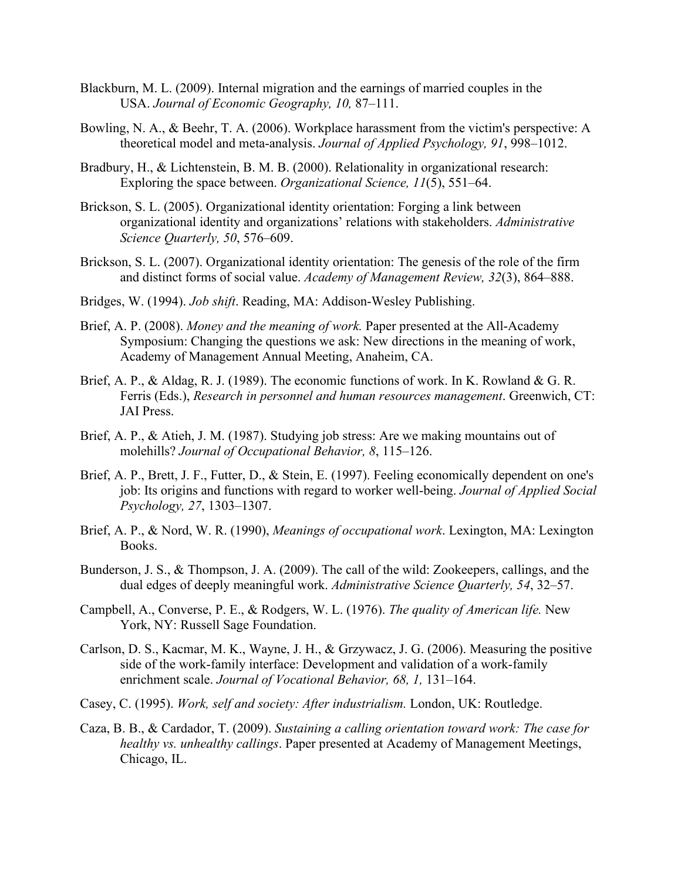Blackburn, M. L. (2009). Internal migration and the earnings of married couples in the USA. *Journal of Economic Geography, 10,* 87–111.

Bowling, N. A., & Beehr, T. A. (2006). Workplace harassment from the victim's perspective: A theoretical model and meta-analysis. *Journal of Applied Psychology, 91*, 998–1012.

Bradbury, H., & Lichtenstein, B. M. B. (2000). Relationality in organizational research: Exploring the space between. *Organizational Science, 11*(5), 551–64.

Brickson, S. L. (2005). Organizational identity orientation: Forging a link between organizational identity and organizations' relations with stakeholders. *Administrative Science Quarterly, 50*, 576–609.

Brickson, S. L. (2007). Organizational identity orientation: The genesis of the role of the firm and distinct forms of social value. *Academy of Management Review, 32*(3), 864–888.

Bridges, W. (1994). *Job shift*. Reading, MA: Addison-Wesley Publishing.

Brief, A. P. (2008). *Money and the meaning of work.* Paper presented at the All-Academy Symposium: Changing the questions we ask: New directions in the meaning of work, Academy of Management Annual Meeting, Anaheim, CA.

Brief, A. P., & Aldag, R. J. (1989). The economic functions of work. In K. Rowland & G. R. Ferris (Eds.), *Research in personnel and human resources management*. Greenwich, CT: JAI Press.

Brief, A. P., & Atieh, J. M. (1987). Studying job stress: Are we making mountains out of molehills? *Journal of Occupational Behavior, 8*, 115–126.

Brief, A. P., Brett, J. F., Futter, D., & Stein, E. (1997). Feeling economically dependent on one's job: Its origins and functions with regard to worker well-being. *Journal of Applied Social Psychology, 27*, 1303–1307.

Brief, A. P., & Nord, W. R. (1990), *Meanings of occupational work*. Lexington, MA: Lexington Books.

Bunderson, J. S., & Thompson, J. A. (2009). The call of the wild: Zookeepers, callings, and the dual edges of deeply meaningful work. *Administrative Science Quarterly, 54*, 32–57.

Campbell, A., Converse, P. E., & Rodgers, W. L. (1976). *The quality of American life.* New York, NY: Russell Sage Foundation.

Carlson, D. S., Kacmar, M. K., Wayne, J. H., & Grzywacz, J. G. (2006). Measuring the positive side of the work-family interface: Development and validation of a work-family enrichment scale. *Journal of Vocational Behavior, 68, 1,* 131–164.

Casey, C. (1995). *Work, self and society: After industrialism.* London, UK: Routledge.

Caza, B. B., & Cardador, T. (2009). *Sustaining a calling orientation toward work: The case for healthy vs. unhealthy callings*. Paper presented at Academy of Management Meetings, Chicago, IL.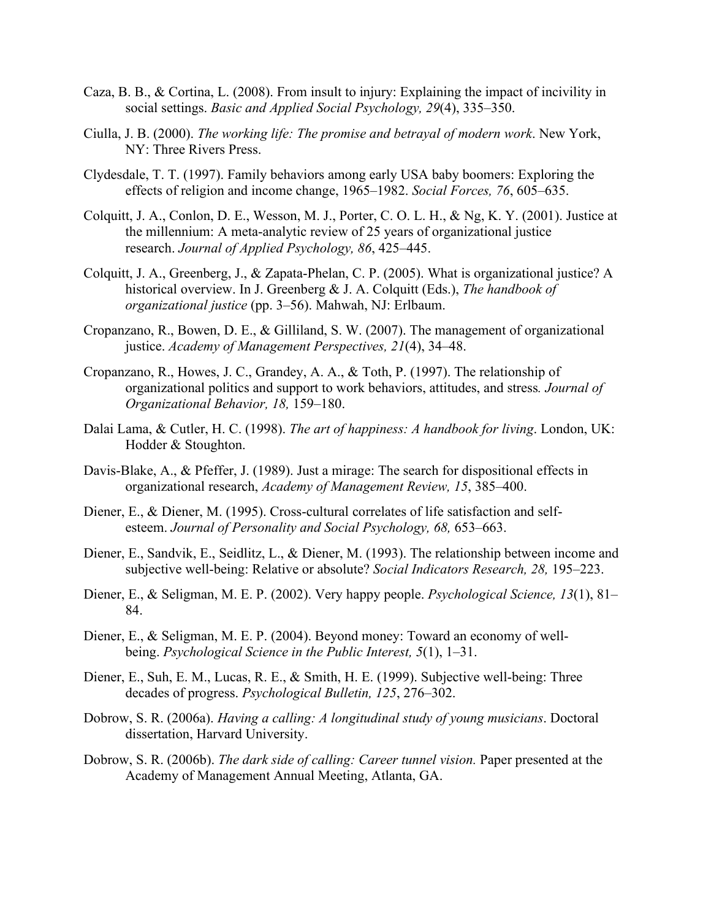Caza, B. B., & Cortina, L. (2008). From insult to injury: Explaining the impact of incivility in social settings. *Basic and Applied Social Psychology, 29*(4), 335–350.

Ciulla, J. B. (2000). *The working life: The promise and betrayal of modern work*. New York, NY: Three Rivers Press.

Clydesdale, T. T. (1997). Family behaviors among early USA baby boomers: Exploring the effects of religion and income change, 1965–1982. *Social Forces, 76*, 605–635.

Colquitt, J. A., Conlon, D. E., Wesson, M. J., Porter, C. O. L. H., & Ng, K. Y. (2001). Justice at the millennium: A meta-analytic review of 25 years of organizational justice research. *Journal of Applied Psychology, 86*, 425–445.

Colquitt, J. A., Greenberg, J., & Zapata-Phelan, C. P. (2005). What is organizational justice? A historical overview. In J. Greenberg & J. A. Colquitt (Eds.), *The handbook of organizational justice* (pp. 3–56). Mahwah, NJ: Erlbaum.

Cropanzano, R., Bowen, D. E., & Gilliland, S. W. (2007). The management of organizational justice. *Academy of Management Perspectives, 21*(4), 34–48.

Cropanzano, R., Howes, J. C., Grandey, A. A., & Toth, P. (1997). The relationship of organizational politics and support to work behaviors, attitudes, and stress. *Journal of Organizational Behavior, 18,* 159–180.

Dalai Lama, & Cutler, H. C. (1998). *The art of happiness: A handbook for living*. London, UK: Hodder & Stoughton.

Davis-Blake, A., & Pfeffer, J. (1989). Just a mirage: The search for dispositional effects in organizational research, *Academy of Management Review, 15*, 385–400.

Diener, E., & Diener, M. (1995). Cross-cultural correlates of life satisfaction and self-esteem. *Journal of Personality and Social Psychology, 68,* 653–663.

Diener, E., Sandvik, E., Seidlitz, L., & Diener, M. (1993). The relationship between income and subjective well-being: Relative or absolute? *Social Indicators Research, 28,* 195–223.

Diener, E., & Seligman, M. E. P. (2002). Very happy people. *Psychological Science, 13*(1), 81–84.

Diener, E., & Seligman, M. E. P. (2004). Beyond money: Toward an economy of well-being. *Psychological Science in the Public Interest, 5*(1), 1–31.

Diener, E., Suh, E. M., Lucas, R. E., & Smith, H. E. (1999). Subjective well-being: Three decades of progress. *Psychological Bulletin, 125*, 276–302.

Dobrow, S. R. (2006a). *Having a calling: A longitudinal study of young musicians*. Doctoral dissertation, Harvard University.

Dobrow, S. R. (2006b). *The dark side of calling: Career tunnel vision.* Paper presented at the Academy of Management Annual Meeting, Atlanta, GA.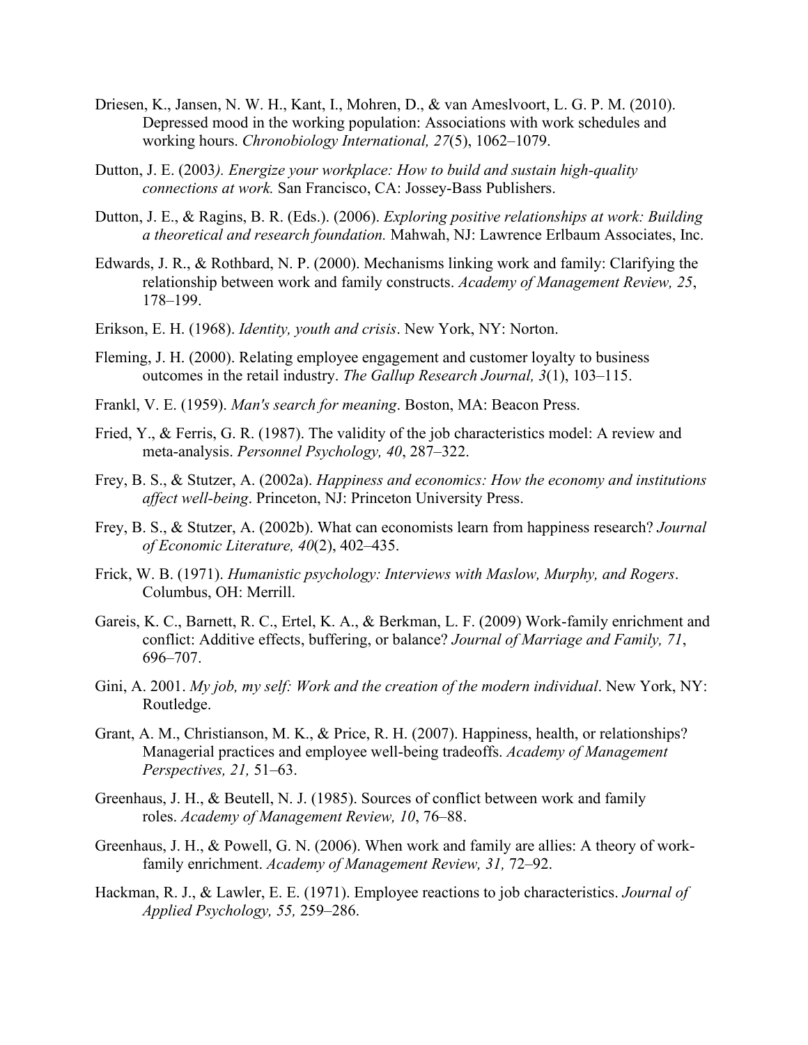Driesen, K., Jansen, N. W. H., Kant, I., Mohren, D., & van Ameslvoort, L. G. P. M. (2010). Depressed mood in the working population: Associations with work schedules and working hours. *Chronobiology International, 27*(5), 1062–1079.

Dutton, J. E. (2003*). Energize your workplace: How to build and sustain high-quality connections at work.* San Francisco, CA: Jossey-Bass Publishers.

Dutton, J. E., & Ragins, B. R. (Eds.). (2006). *Exploring positive relationships at work: Building a theoretical and research foundation.* Mahwah, NJ: Lawrence Erlbaum Associates, Inc.

Edwards, J. R., & Rothbard, N. P. (2000). Mechanisms linking work and family: Clarifying the relationship between work and family constructs. *Academy of Management Review, 25*, 178–199.

Erikson, E. H. (1968). *Identity, youth and crisis*. New York, NY: Norton.

Fleming, J. H. (2000). Relating employee engagement and customer loyalty to business outcomes in the retail industry. *The Gallup Research Journal, 3*(1), 103–115.

Frankl, V. E. (1959). *Man's search for meaning*. Boston, MA: Beacon Press.

Fried, Y., & Ferris, G. R. (1987). The validity of the job characteristics model: A review and meta-analysis. *Personnel Psychology, 40*, 287–322.

Frey, B. S., & Stutzer, A. (2002a). *Happiness and economics: How the economy and institutions affect well-being*. Princeton, NJ: Princeton University Press.

Frey, B. S., & Stutzer, A. (2002b). What can economists learn from happiness research? *Journal of Economic Literature, 40*(2), 402–435.

Frick, W. B. (1971). *Humanistic psychology: Interviews with Maslow, Murphy, and Rogers*. Columbus, OH: Merrill.

Gareis, K. C., Barnett, R. C., Ertel, K. A., & Berkman, L. F. (2009) Work-family enrichment and conflict: Additive effects, buffering, or balance? *Journal of Marriage and Family, 71*, 696–707.

Gini, A. 2001. *My job, my self: Work and the creation of the modern individual*. New York, NY: Routledge.

Grant, A. M., Christianson, M. K., & Price, R. H. (2007). Happiness, health, or relationships? Managerial practices and employee well-being tradeoffs. *Academy of Management Perspectives, 21,* 51–63.

Greenhaus, J. H., & Beutell, N. J. (1985). Sources of conflict between work and family roles. *Academy of Management Review, 10*, 76–88.

Greenhaus, J. H., & Powell, G. N. (2006). When work and family are allies: A theory of work-family enrichment. *Academy of Management Review, 31,* 72–92.

Hackman, R. J., & Lawler, E. E. (1971). Employee reactions to job characteristics. *Journal of Applied Psychology, 55,* 259–286.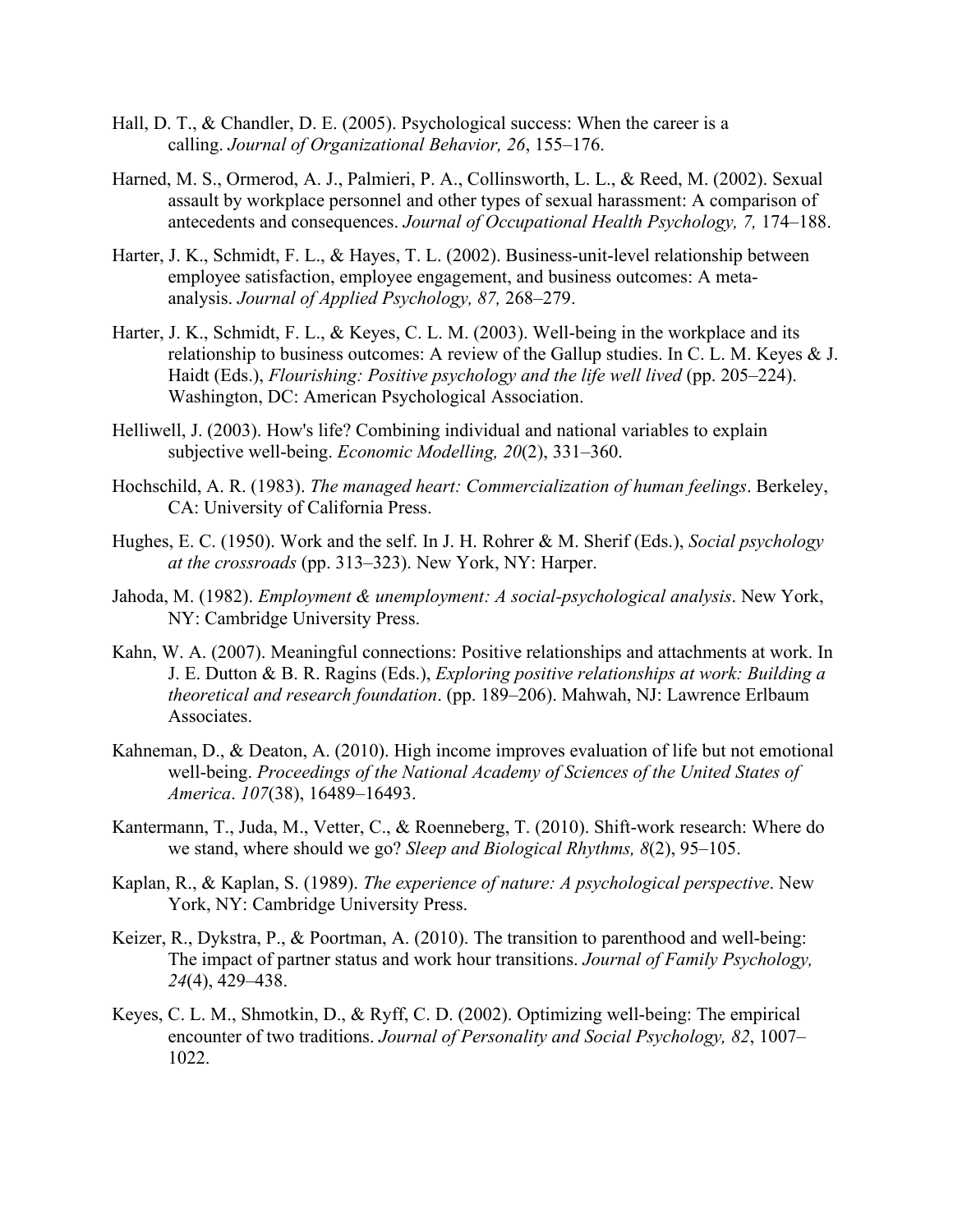Hall, D. T., & Chandler, D. E. (2005). Psychological success: When the career is a calling. *Journal of Organizational Behavior, 26*, 155–176.

Harned, M. S., Ormerod, A. J., Palmieri, P. A., Collinsworth, L. L., & Reed, M. (2002). Sexual assault by workplace personnel and other types of sexual harassment: A comparison of antecedents and consequences. *Journal of Occupational Health Psychology, 7,* 174–188.

Harter, J. K., Schmidt, F. L., & Hayes, T. L. (2002). Business-unit-level relationship between employee satisfaction, employee engagement, and business outcomes: A meta-analysis. *Journal of Applied Psychology, 87,* 268–279.

Harter, J. K., Schmidt, F. L., & Keyes, C. L. M. (2003). Well-being in the workplace and its relationship to business outcomes: A review of the Gallup studies. In C. L. M. Keyes & J. Haidt (Eds.), *Flourishing: Positive psychology and the life well lived* (pp. 205–224). Washington, DC: American Psychological Association.

Helliwell, J. (2003). How's life? Combining individual and national variables to explain subjective well-being. *Economic Modelling, 20*(2), 331–360.

Hochschild, A. R. (1983). *The managed heart: Commercialization of human feelings*. Berkeley, CA: University of California Press.

Hughes, E. C. (1950). Work and the self. In J. H. Rohrer & M. Sherif (Eds.), *Social psychology at the crossroads* (pp. 313–323). New York, NY: Harper.

Jahoda, M. (1982). *Employment & unemployment: A social-psychological analysis*. New York, NY: Cambridge University Press.

Kahn, W. A. (2007). Meaningful connections: Positive relationships and attachments at work. In J. E. Dutton & B. R. Ragins (Eds.), *Exploring positive relationships at work: Building a theoretical and research foundation*. (pp. 189–206). Mahwah, NJ: Lawrence Erlbaum Associates.

Kahneman, D., & Deaton, A. (2010). High income improves evaluation of life but not emotional well-being. *Proceedings of the National Academy of Sciences of the United States of America*. *107*(38), 16489–16493.

Kantermann, T., Juda, M., Vetter, C., & Roenneberg, T. (2010). Shift-work research: Where do we stand, where should we go? *Sleep and Biological Rhythms, 8*(2), 95–105.

Kaplan, R., & Kaplan, S. (1989). *The experience of nature: A psychological perspective*. New York, NY: Cambridge University Press.

Keizer, R., Dykstra, P., & Poortman, A. (2010). The transition to parenthood and well-being: The impact of partner status and work hour transitions. *Journal of Family Psychology, 24*(4), 429–438.

Keyes, C. L. M., Shmotkin, D., & Ryff, C. D. (2002). Optimizing well-being: The empirical encounter of two traditions. *Journal of Personality and Social Psychology, 82*, 1007–1022.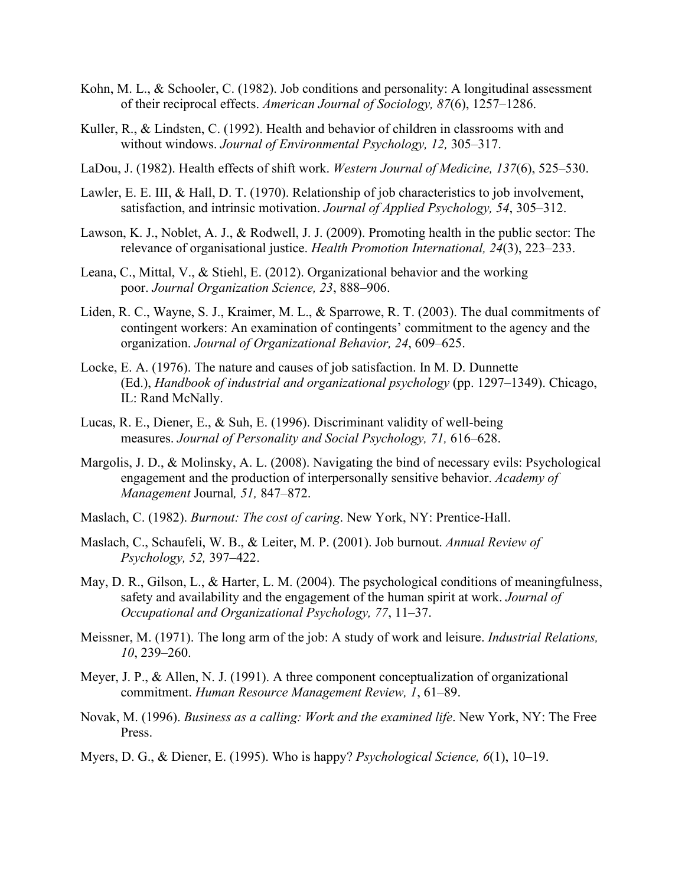Kohn, M. L., & Schooler, C. (1982). Job conditions and personality: A longitudinal assessment of their reciprocal effects. *American Journal of Sociology, 87*(6), 1257–1286.

Kuller, R., & Lindsten, C. (1992). Health and behavior of children in classrooms with and without windows. *Journal of Environmental Psychology, 12,* 305–317.

LaDou, J. (1982). Health effects of shift work. *Western Journal of Medicine, 137*(6), 525–530.

Lawler, E. E. III, & Hall, D. T. (1970). Relationship of job characteristics to job involvement, satisfaction, and intrinsic motivation. *Journal of Applied Psychology, 54*, 305–312.

Lawson, K. J., Noblet, A. J., & Rodwell, J. J. (2009). Promoting health in the public sector: The relevance of organisational justice. *Health Promotion International, 24*(3), 223–233.

Leana, C., Mittal, V., & Stiehl, E. (2012). Organizational behavior and the working poor. *Journal Organization Science, 23*, 888–906.

Liden, R. C., Wayne, S. J., Kraimer, M. L., & Sparrowe, R. T. (2003). The dual commitments of contingent workers: An examination of contingents' commitment to the agency and the organization. *Journal of Organizational Behavior, 24*, 609–625.

Locke, E. A. (1976). The nature and causes of job satisfaction. In M. D. Dunnette (Ed.), *Handbook of industrial and organizational psychology* (pp. 1297–1349). Chicago, IL: Rand McNally.

Lucas, R. E., Diener, E., & Suh, E. (1996). Discriminant validity of well-being measures. *Journal of Personality and Social Psychology, 71,* 616–628.

Margolis, J. D., & Molinsky, A. L. (2008). Navigating the bind of necessary evils: Psychological engagement and the production of interpersonally sensitive behavior. *Academy of Management* Journal*, 51,* 847–872.

Maslach, C. (1982). *Burnout: The cost of caring*. New York, NY: Prentice-Hall.

Maslach, C., Schaufeli, W. B., & Leiter, M. P. (2001). Job burnout. *Annual Review of Psychology, 52,* 397–422.

May, D. R., Gilson, L., & Harter, L. M. (2004). The psychological conditions of meaningfulness, safety and availability and the engagement of the human spirit at work. *Journal of Occupational and Organizational Psychology, 77*, 11–37.

Meissner, M. (1971). The long arm of the job: A study of work and leisure. *Industrial Relations, 10*, 239–260.

Meyer, J. P., & Allen, N. J. (1991). A three component conceptualization of organizational commitment. *Human Resource Management Review, 1*, 61–89.

Novak, M. (1996). *Business as a calling: Work and the examined life*. New York, NY: The Free Press.

Myers, D. G., & Diener, E. (1995). Who is happy? *Psychological Science, 6*(1), 10–19.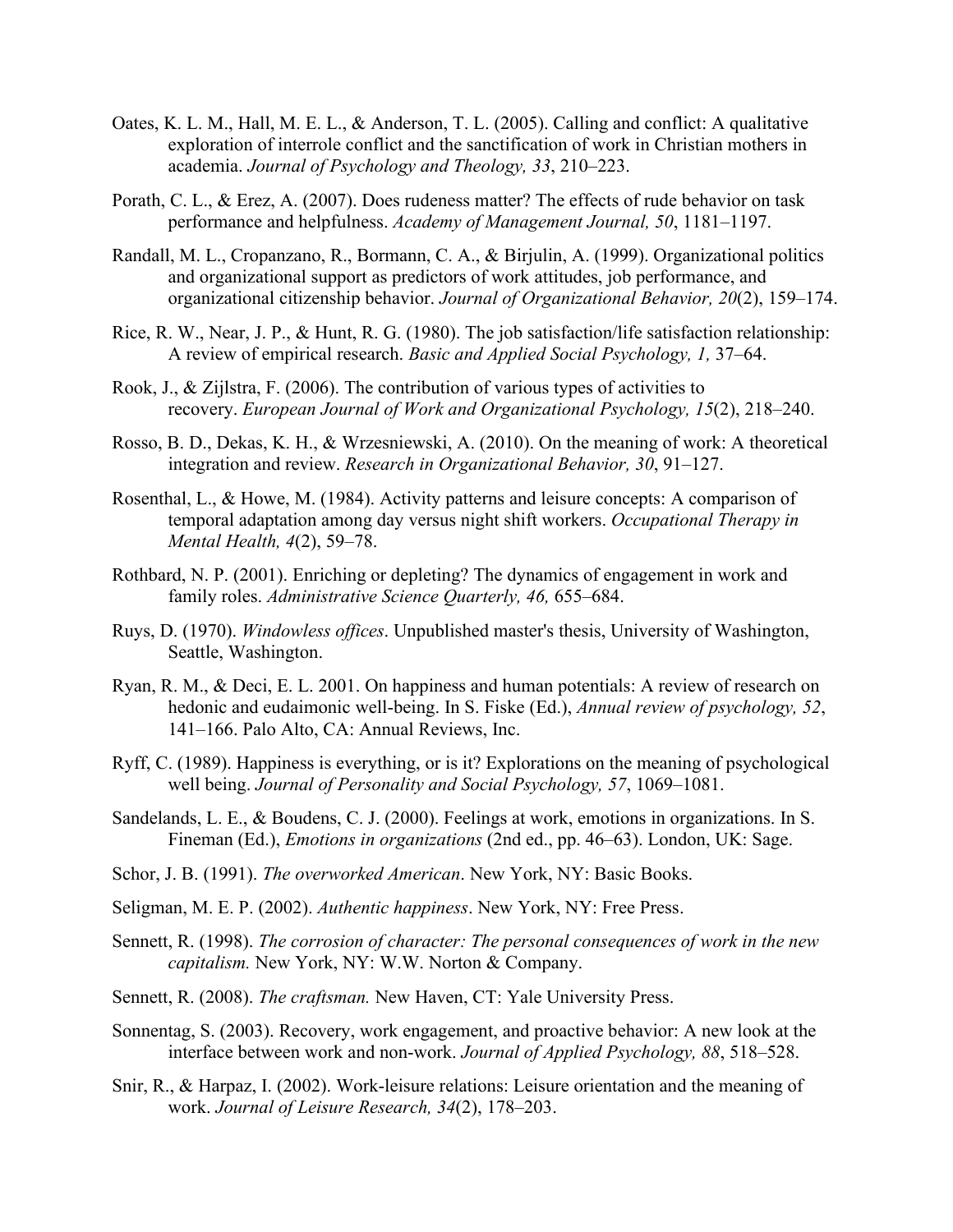Oates, K. L. M., Hall, M. E. L., & Anderson, T. L. (2005). Calling and conflict: A qualitative exploration of interrole conflict and the sanctification of work in Christian mothers in academia. *Journal of Psychology and Theology, 33*, 210–223.

Porath, C. L., & Erez, A. (2007). Does rudeness matter? The effects of rude behavior on task performance and helpfulness. *Academy of Management Journal, 50*, 1181–1197.

Randall, M. L., Cropanzano, R., Bormann, C. A., & Birjulin, A. (1999). Organizational politics and organizational support as predictors of work attitudes, job performance, and organizational citizenship behavior. *Journal of Organizational Behavior, 20*(2), 159–174.

Rice, R. W., Near, J. P., & Hunt, R. G. (1980). The job satisfaction/life satisfaction relationship: A review of empirical research. *Basic and Applied Social Psychology, 1,* 37–64.

Rook, J., & Zijlstra, F. (2006). The contribution of various types of activities to recovery. *European Journal of Work and Organizational Psychology, 15*(2), 218–240.

Rosso, B. D., Dekas, K. H., & Wrzesniewski, A. (2010). On the meaning of work: A theoretical integration and review. *Research in Organizational Behavior, 30*, 91–127.

Rosenthal, L., & Howe, M. (1984). Activity patterns and leisure concepts: A comparison of temporal adaptation among day versus night shift workers. *Occupational Therapy in Mental Health, 4*(2), 59–78.

Rothbard, N. P. (2001). Enriching or depleting? The dynamics of engagement in work and family roles. *Administrative Science Quarterly, 46,* 655–684.

Ruys, D. (1970). *Windowless offices*. Unpublished master's thesis, University of Washington, Seattle, Washington.

Ryan, R. M., & Deci, E. L. 2001. On happiness and human potentials: A review of research on hedonic and eudaimonic well-being. In S. Fiske (Ed.), *Annual review of psychology, 52*, 141–166. Palo Alto, CA: Annual Reviews, Inc.

Ryff, C. (1989). Happiness is everything, or is it? Explorations on the meaning of psychological well being. *Journal of Personality and Social Psychology, 57*, 1069–1081.

Sandelands, L. E., & Boudens, C. J. (2000). Feelings at work, emotions in organizations. In S. Fineman (Ed.), *Emotions in organizations* (2nd ed., pp. 46–63). London, UK: Sage.

Schor, J. B. (1991). *The overworked American*. New York, NY: Basic Books.

Seligman, M. E. P. (2002). *Authentic happiness*. New York, NY: Free Press.

Sennett, R. (1998). *The corrosion of character: The personal consequences of work in the new capitalism.* New York, NY: W.W. Norton & Company.

Sennett, R. (2008). *The craftsman.* New Haven, CT: Yale University Press.

Sonnentag, S. (2003). Recovery, work engagement, and proactive behavior: A new look at the interface between work and non-work. *Journal of Applied Psychology, 88*, 518–528.

Snir, R., & Harpaz, I. (2002). Work-leisure relations: Leisure orientation and the meaning of work. *Journal of Leisure Research, 34*(2), 178–203.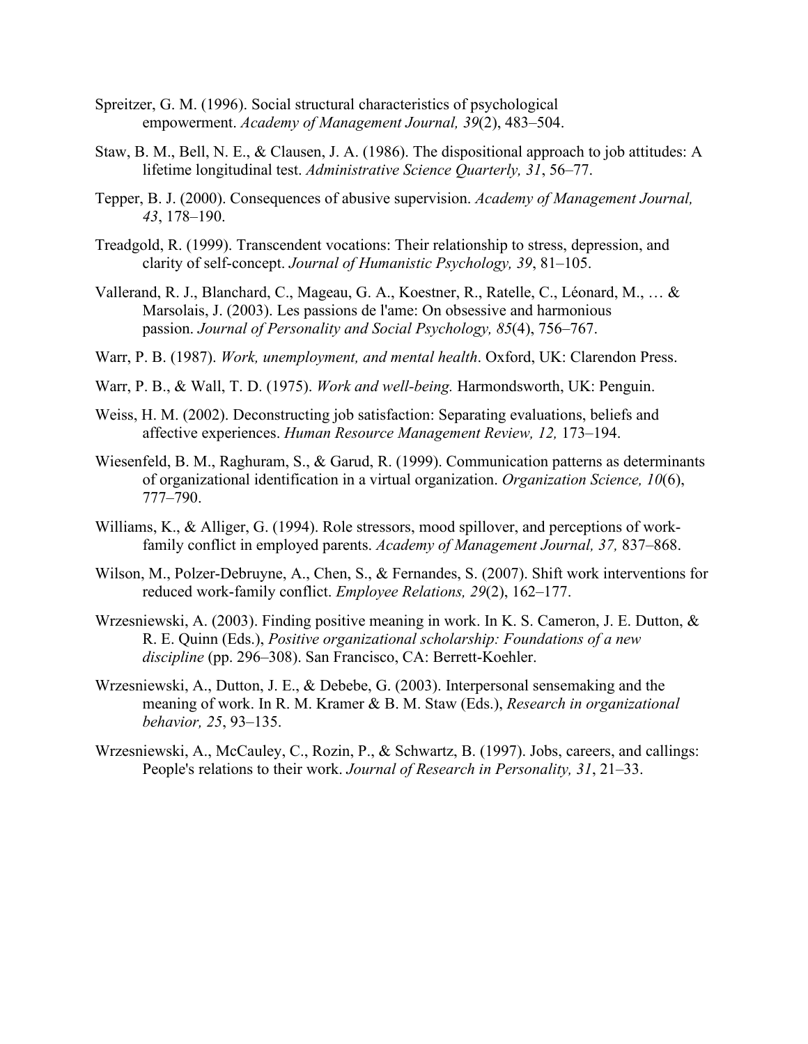Spreitzer, G. M. (1996). Social structural characteristics of psychological empowerment. *Academy of Management Journal, 39*(2), 483–504.

Staw, B. M., Bell, N. E., & Clausen, J. A. (1986). The dispositional approach to job attitudes: A lifetime longitudinal test. *Administrative Science Quarterly, 31*, 56–77.

Tepper, B. J. (2000). Consequences of abusive supervision. *Academy of Management Journal, 43*, 178–190.

Treadgold, R. (1999). Transcendent vocations: Their relationship to stress, depression, and clarity of self-concept. *Journal of Humanistic Psychology, 39*, 81–105.

Vallerand, R. J., Blanchard, C., Mageau, G. A., Koestner, R., Ratelle, C., Léonard, M., … & Marsolais, J. (2003). Les passions de l'ame: On obsessive and harmonious passion. *Journal of Personality and Social Psychology, 85*(4), 756–767.

Warr, P. B. (1987). *Work, unemployment, and mental health*. Oxford, UK: Clarendon Press.

Warr, P. B., & Wall, T. D. (1975). *Work and well-being.* Harmondsworth, UK: Penguin.

Weiss, H. M. (2002). Deconstructing job satisfaction: Separating evaluations, beliefs and affective experiences. *Human Resource Management Review, 12,* 173–194.

Wiesenfeld, B. M., Raghuram, S., & Garud, R. (1999). Communication patterns as determinants of organizational identification in a virtual organization. *Organization Science, 10*(6), 777–790.

Williams, K., & Alliger, G. (1994). Role stressors, mood spillover, and perceptions of work-family conflict in employed parents. *Academy of Management Journal, 37,* 837–868.

Wilson, M., Polzer-Debruyne, A., Chen, S., & Fernandes, S. (2007). Shift work interventions for reduced work-family conflict. *Employee Relations, 29*(2), 162–177.

Wrzesniewski, A. (2003). Finding positive meaning in work. In K. S. Cameron, J. E. Dutton, & R. E. Quinn (Eds.), *Positive organizational scholarship: Foundations of a new discipline* (pp. 296–308). San Francisco, CA: Berrett-Koehler.

Wrzesniewski, A., Dutton, J. E., & Debebe, G. (2003). Interpersonal sensemaking and the meaning of work. In R. M. Kramer & B. M. Staw (Eds.), *Research in organizational behavior, 25*, 93–135.

Wrzesniewski, A., McCauley, C., Rozin, P., & Schwartz, B. (1997). Jobs, careers, and callings: People's relations to their work. *Journal of Research in Personality, 31*, 21–33.